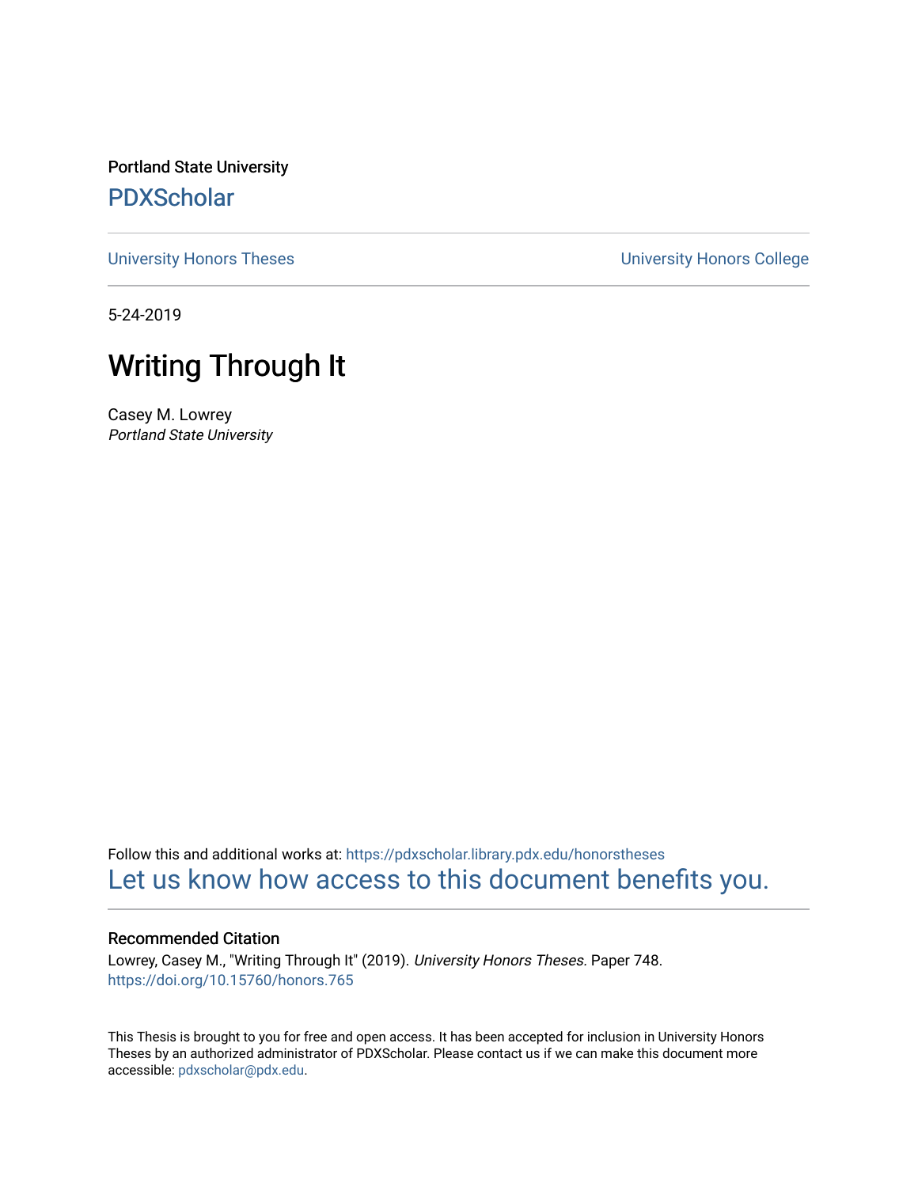Portland State University

PDXScholar

University Honors Theses

University Honors College

5-24-2019

# Writing Through It

Casey M. Lowrey

*Portland State University*

Follow this and additional works at: https://pdxscholar.library.pdx.edu/honorstheses

Let us know how access to this document benefits you.

### Recommended Citation

Lowrey, Casey M., "Writing Through It" (2019). *University Honors Theses.* Paper 748.

https://doi.org/10.15760/honors.765

This Thesis is brought to you for free and open access. It has been accepted for inclusion in University Honors Theses by an authorized administrator of PDXScholar. Please contact us if we can make this document more accessible: pdxscholar@pdx.edu.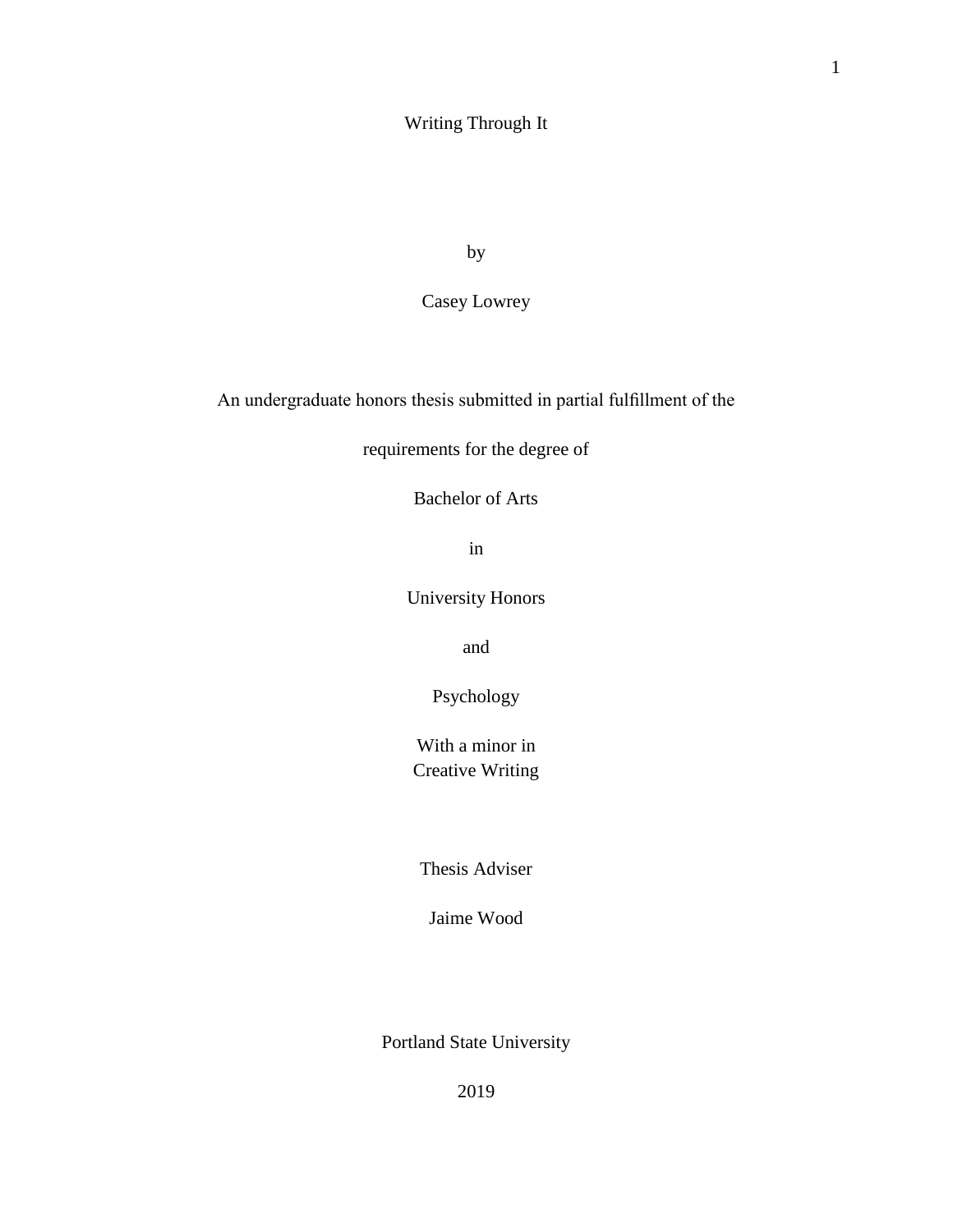# Writing Through It

by

Casey Lowrey

An undergraduate honors thesis submitted in partial fulfillment of the

requirements for the degree of

Bachelor of Arts

in

University Honors

and

Psychology

With a minor in
Creative Writing

Thesis Adviser

Jaime Wood

Portland State University

2019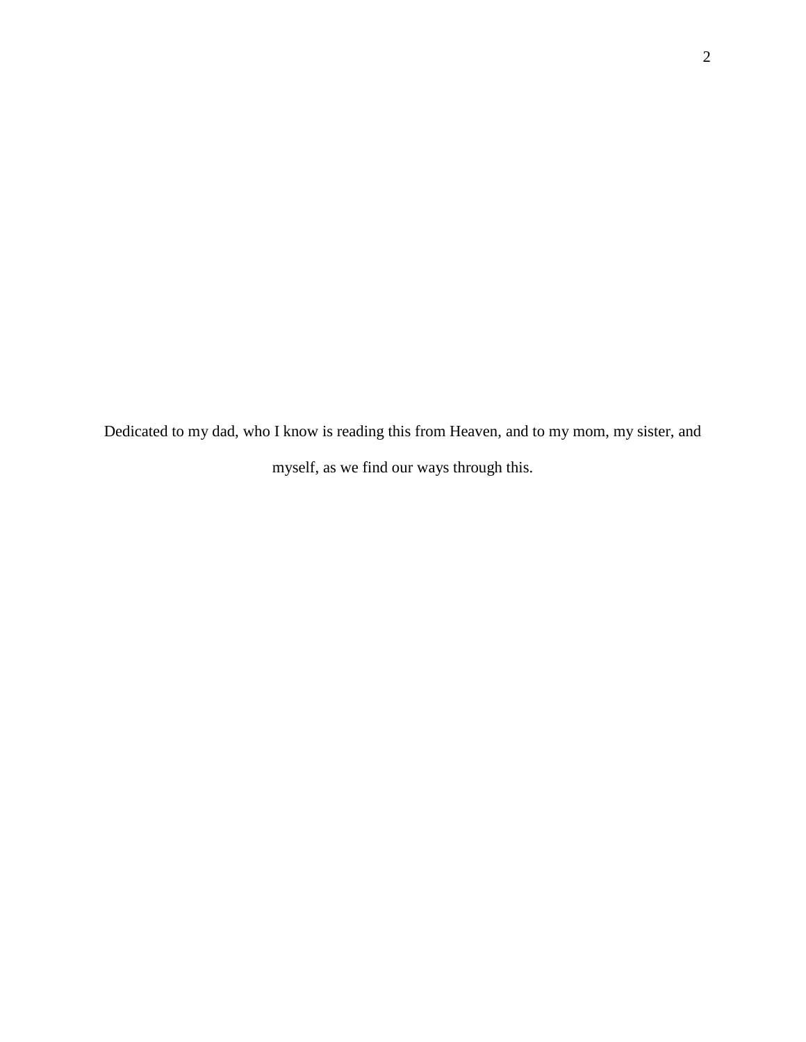Dedicated to my dad, who I know is reading this from Heaven, and to my mom, my sister, and myself, as we find our ways through this.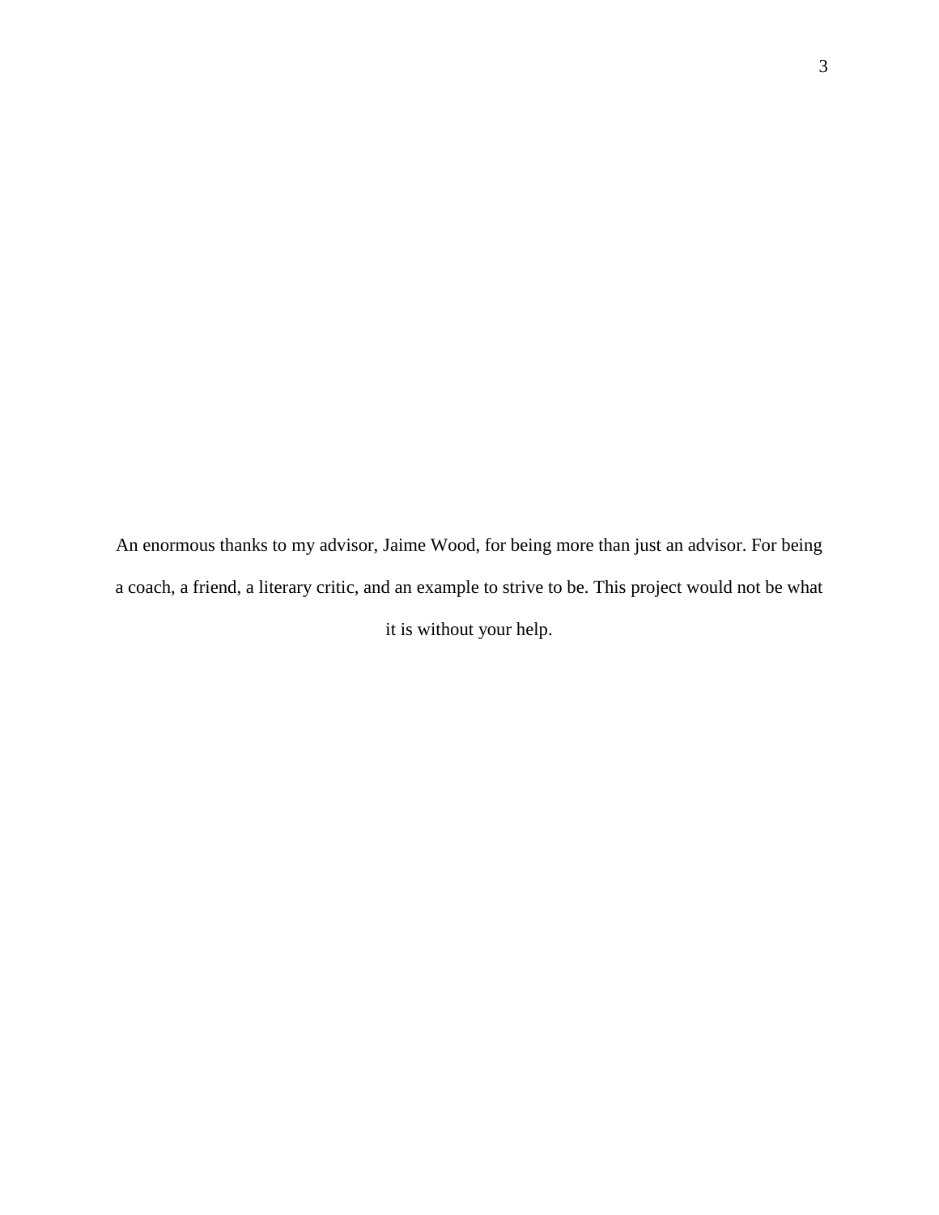An enormous thanks to my advisor, Jaime Wood, for being more than just an advisor. For being a coach, a friend, a literary critic, and an example to strive to be. This project would not be what it is without your help.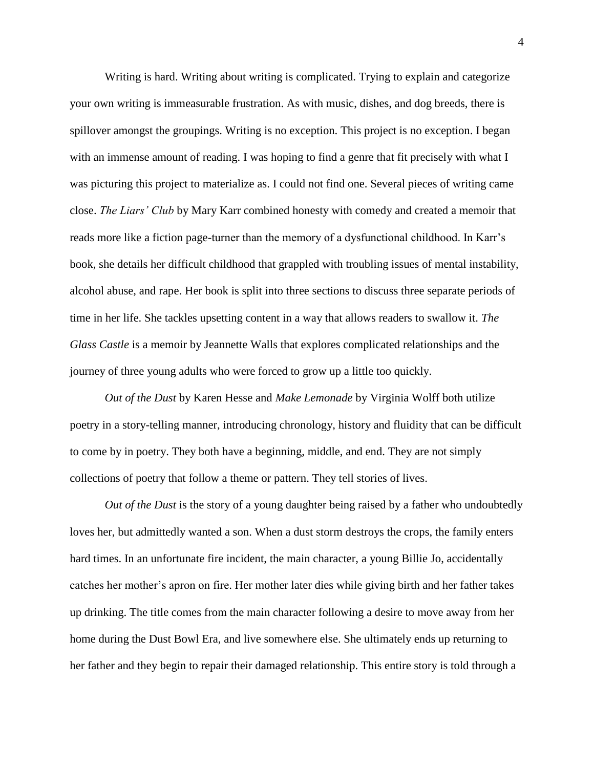Writing is hard. Writing about writing is complicated. Trying to explain and categorize your own writing is immeasurable frustration. As with music, dishes, and dog breeds, there is spillover amongst the groupings. Writing is no exception. This project is no exception. I began with an immense amount of reading. I was hoping to find a genre that fit precisely with what I was picturing this project to materialize as. I could not find one. Several pieces of writing came close. *The Liars' Club* by Mary Karr combined honesty with comedy and created a memoir that reads more like a fiction page-turner than the memory of a dysfunctional childhood. In Karr's book, she details her difficult childhood that grappled with troubling issues of mental instability, alcohol abuse, and rape. Her book is split into three sections to discuss three separate periods of time in her life. She tackles upsetting content in a way that allows readers to swallow it. *The Glass Castle* is a memoir by Jeannette Walls that explores complicated relationships and the journey of three young adults who were forced to grow up a little too quickly.

*Out of the Dust* by Karen Hesse and *Make Lemonade* by Virginia Wolff both utilize poetry in a story-telling manner, introducing chronology, history and fluidity that can be difficult to come by in poetry. They both have a beginning, middle, and end. They are not simply collections of poetry that follow a theme or pattern. They tell stories of lives.

*Out of the Dust* is the story of a young daughter being raised by a father who undoubtedly loves her, but admittedly wanted a son. When a dust storm destroys the crops, the family enters hard times. In an unfortunate fire incident, the main character, a young Billie Jo, accidentally catches her mother's apron on fire. Her mother later dies while giving birth and her father takes up drinking. The title comes from the main character following a desire to move away from her home during the Dust Bowl Era, and live somewhere else. She ultimately ends up returning to her father and they begin to repair their damaged relationship. This entire story is told through a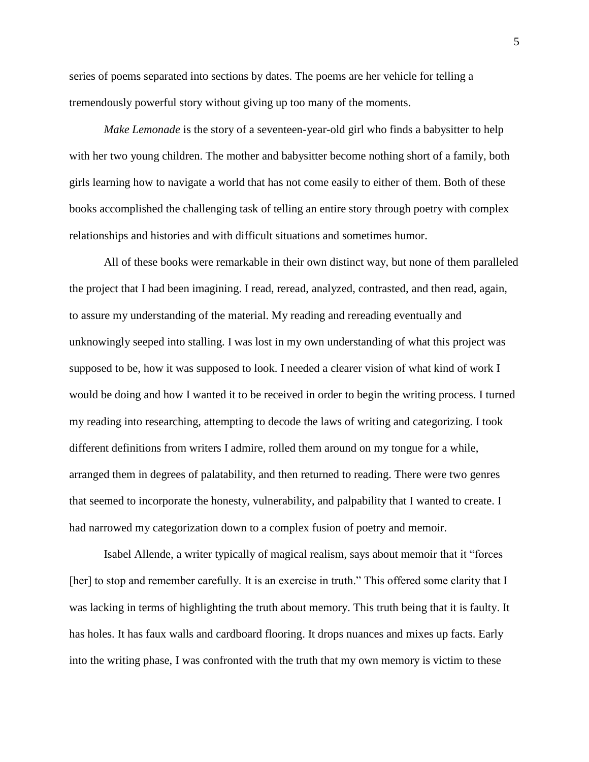series of poems separated into sections by dates. The poems are her vehicle for telling a tremendously powerful story without giving up too many of the moments.

*Make Lemonade* is the story of a seventeen-year-old girl who finds a babysitter to help with her two young children. The mother and babysitter become nothing short of a family, both girls learning how to navigate a world that has not come easily to either of them. Both of these books accomplished the challenging task of telling an entire story through poetry with complex relationships and histories and with difficult situations and sometimes humor.

All of these books were remarkable in their own distinct way, but none of them paralleled the project that I had been imagining. I read, reread, analyzed, contrasted, and then read, again, to assure my understanding of the material. My reading and rereading eventually and unknowingly seeped into stalling. I was lost in my own understanding of what this project was supposed to be, how it was supposed to look. I needed a clearer vision of what kind of work I would be doing and how I wanted it to be received in order to begin the writing process. I turned my reading into researching, attempting to decode the laws of writing and categorizing. I took different definitions from writers I admire, rolled them around on my tongue for a while, arranged them in degrees of palatability, and then returned to reading. There were two genres that seemed to incorporate the honesty, vulnerability, and palpability that I wanted to create. I had narrowed my categorization down to a complex fusion of poetry and memoir.

Isabel Allende, a writer typically of magical realism, says about memoir that it "forces [her] to stop and remember carefully. It is an exercise in truth." This offered some clarity that I was lacking in terms of highlighting the truth about memory. This truth being that it is faulty. It has holes. It has faux walls and cardboard flooring. It drops nuances and mixes up facts. Early into the writing phase, I was confronted with the truth that my own memory is victim to these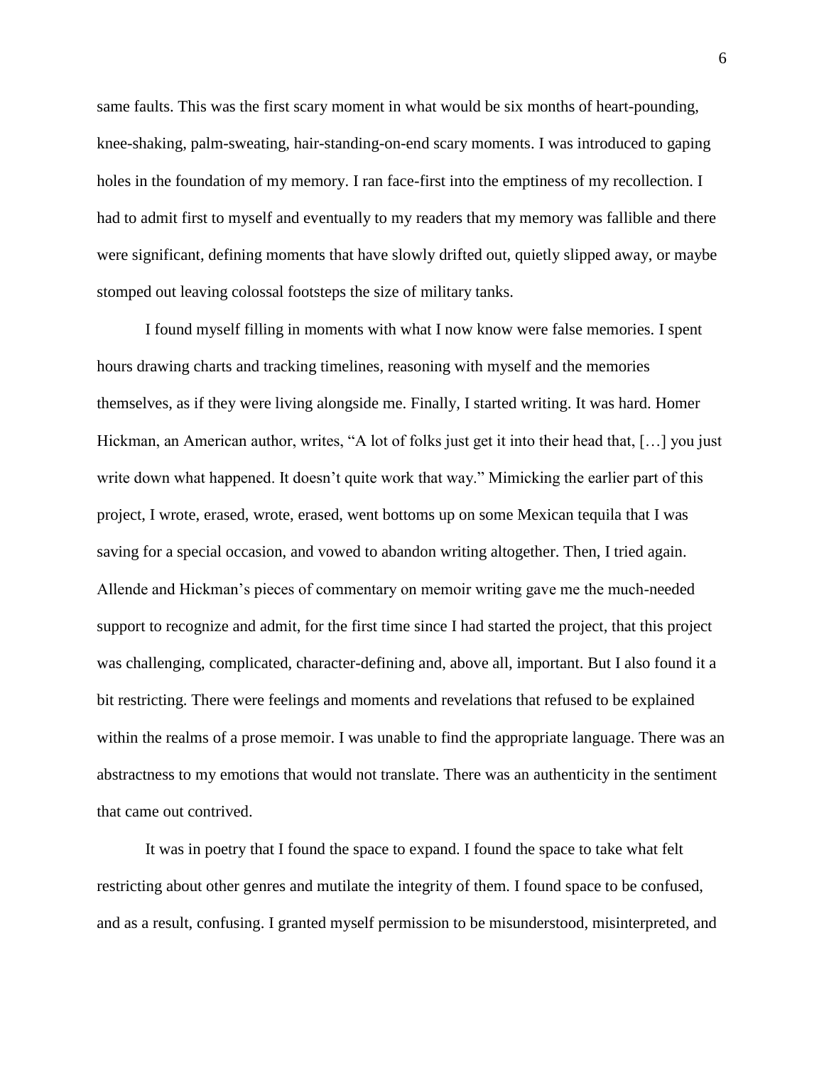same faults. This was the first scary moment in what would be six months of heart-pounding, knee-shaking, palm-sweating, hair-standing-on-end scary moments. I was introduced to gaping holes in the foundation of my memory. I ran face-first into the emptiness of my recollection. I had to admit first to myself and eventually to my readers that my memory was fallible and there were significant, defining moments that have slowly drifted out, quietly slipped away, or maybe stomped out leaving colossal footsteps the size of military tanks.

I found myself filling in moments with what I now know were false memories. I spent hours drawing charts and tracking timelines, reasoning with myself and the memories themselves, as if they were living alongside me. Finally, I started writing. It was hard. Homer Hickman, an American author, writes, "A lot of folks just get it into their head that, […] you just write down what happened. It doesn't quite work that way." Mimicking the earlier part of this project, I wrote, erased, wrote, erased, went bottoms up on some Mexican tequila that I was saving for a special occasion, and vowed to abandon writing altogether. Then, I tried again. Allende and Hickman's pieces of commentary on memoir writing gave me the much-needed support to recognize and admit, for the first time since I had started the project, that this project was challenging, complicated, character-defining and, above all, important. But I also found it a bit restricting. There were feelings and moments and revelations that refused to be explained within the realms of a prose memoir. I was unable to find the appropriate language. There was an abstractness to my emotions that would not translate. There was an authenticity in the sentiment that came out contrived.

It was in poetry that I found the space to expand. I found the space to take what felt restricting about other genres and mutilate the integrity of them. I found space to be confused, and as a result, confusing. I granted myself permission to be misunderstood, misinterpreted, and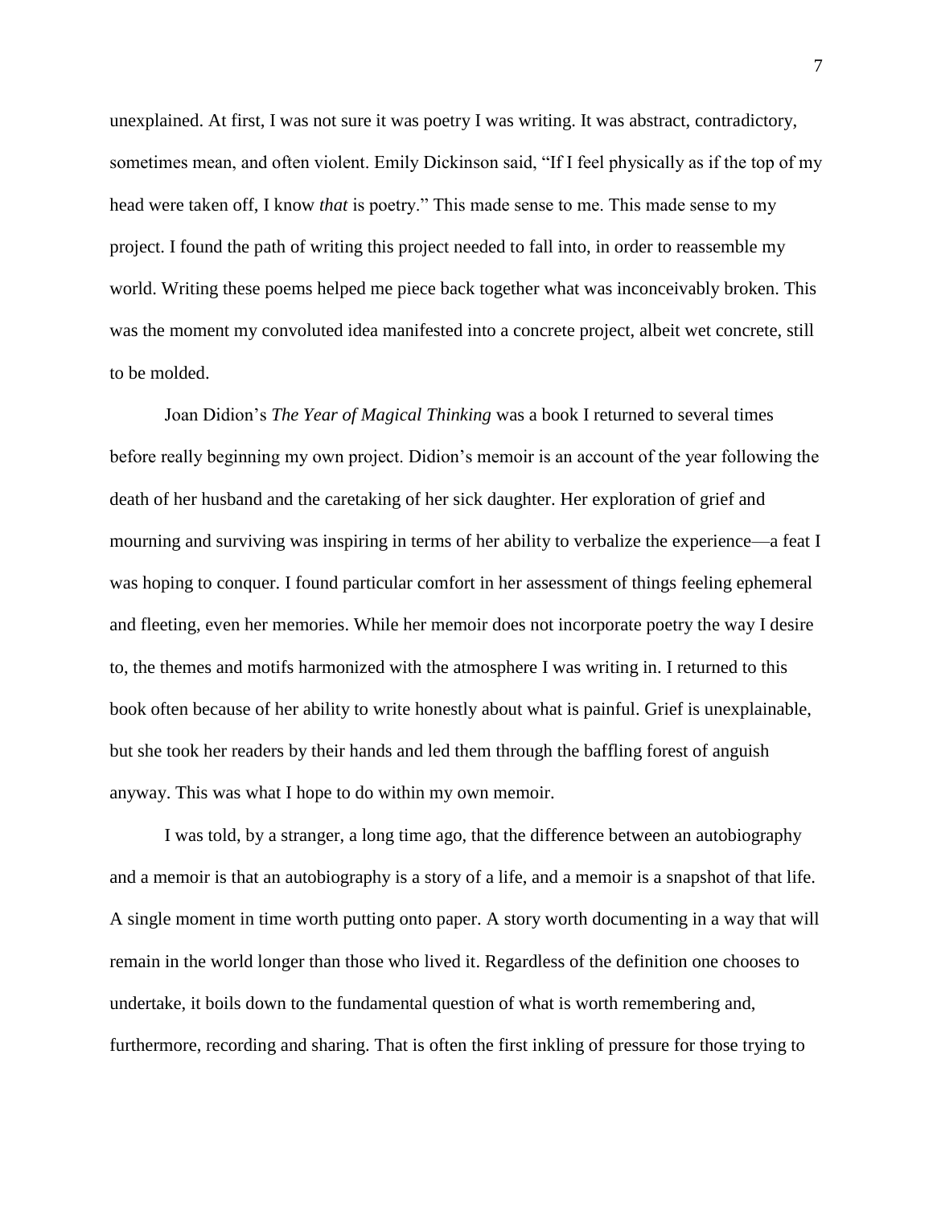unexplained. At first, I was not sure it was poetry I was writing. It was abstract, contradictory, sometimes mean, and often violent. Emily Dickinson said, "If I feel physically as if the top of my head were taken off, I know *that* is poetry." This made sense to me. This made sense to my project. I found the path of writing this project needed to fall into, in order to reassemble my world. Writing these poems helped me piece back together what was inconceivably broken. This was the moment my convoluted idea manifested into a concrete project, albeit wet concrete, still to be molded.

Joan Didion's *The Year of Magical Thinking* was a book I returned to several times before really beginning my own project. Didion's memoir is an account of the year following the death of her husband and the caretaking of her sick daughter. Her exploration of grief and mourning and surviving was inspiring in terms of her ability to verbalize the experience—a feat I was hoping to conquer. I found particular comfort in her assessment of things feeling ephemeral and fleeting, even her memories. While her memoir does not incorporate poetry the way I desire to, the themes and motifs harmonized with the atmosphere I was writing in. I returned to this book often because of her ability to write honestly about what is painful. Grief is unexplainable, but she took her readers by their hands and led them through the baffling forest of anguish anyway. This was what I hope to do within my own memoir.

I was told, by a stranger, a long time ago, that the difference between an autobiography and a memoir is that an autobiography is a story of a life, and a memoir is a snapshot of that life. A single moment in time worth putting onto paper. A story worth documenting in a way that will remain in the world longer than those who lived it. Regardless of the definition one chooses to undertake, it boils down to the fundamental question of what is worth remembering and, furthermore, recording and sharing. That is often the first inkling of pressure for those trying to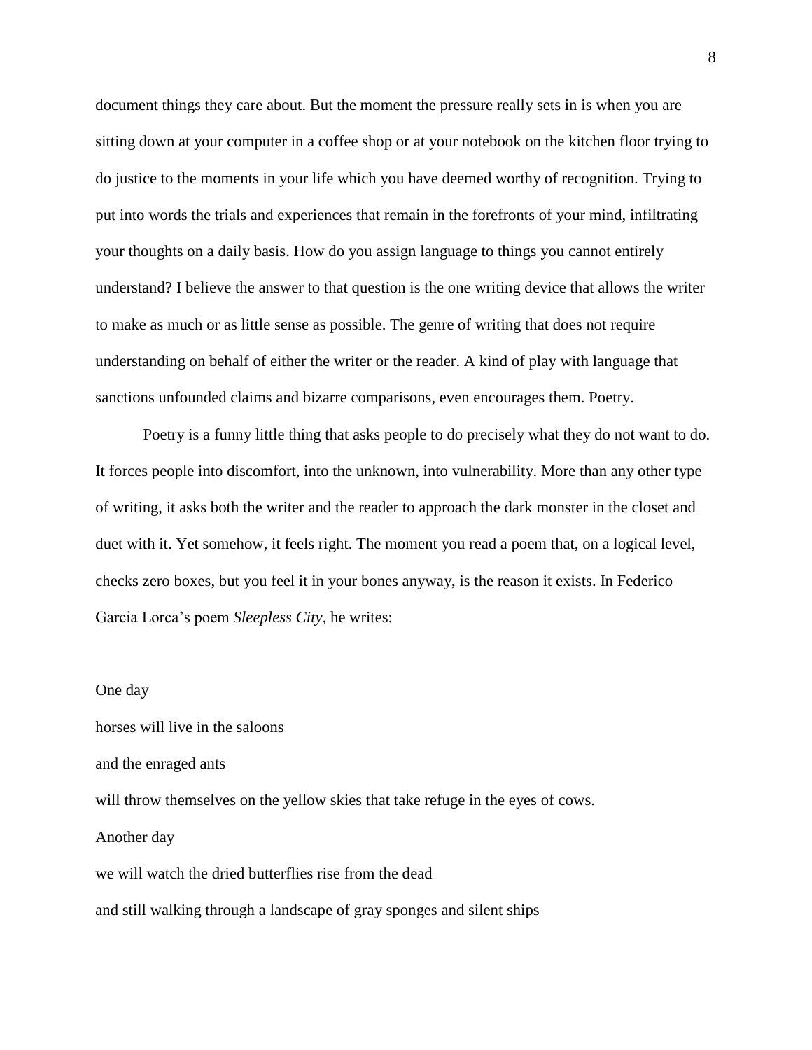document things they care about. But the moment the pressure really sets in is when you are sitting down at your computer in a coffee shop or at your notebook on the kitchen floor trying to do justice to the moments in your life which you have deemed worthy of recognition. Trying to put into words the trials and experiences that remain in the forefronts of your mind, infiltrating your thoughts on a daily basis. How do you assign language to things you cannot entirely understand? I believe the answer to that question is the one writing device that allows the writer to make as much or as little sense as possible. The genre of writing that does not require understanding on behalf of either the writer or the reader. A kind of play with language that sanctions unfounded claims and bizarre comparisons, even encourages them. Poetry.

Poetry is a funny little thing that asks people to do precisely what they do not want to do. It forces people into discomfort, into the unknown, into vulnerability. More than any other type of writing, it asks both the writer and the reader to approach the dark monster in the closet and duet with it. Yet somehow, it feels right. The moment you read a poem that, on a logical level, checks zero boxes, but you feel it in your bones anyway, is the reason it exists. In Federico Garcia Lorca's poem *Sleepless City*, he writes:

One day

horses will live in the saloons

and the enraged ants

will throw themselves on the yellow skies that take refuge in the eyes of cows.

Another day

we will watch the dried butterflies rise from the dead

and still walking through a landscape of gray sponges and silent ships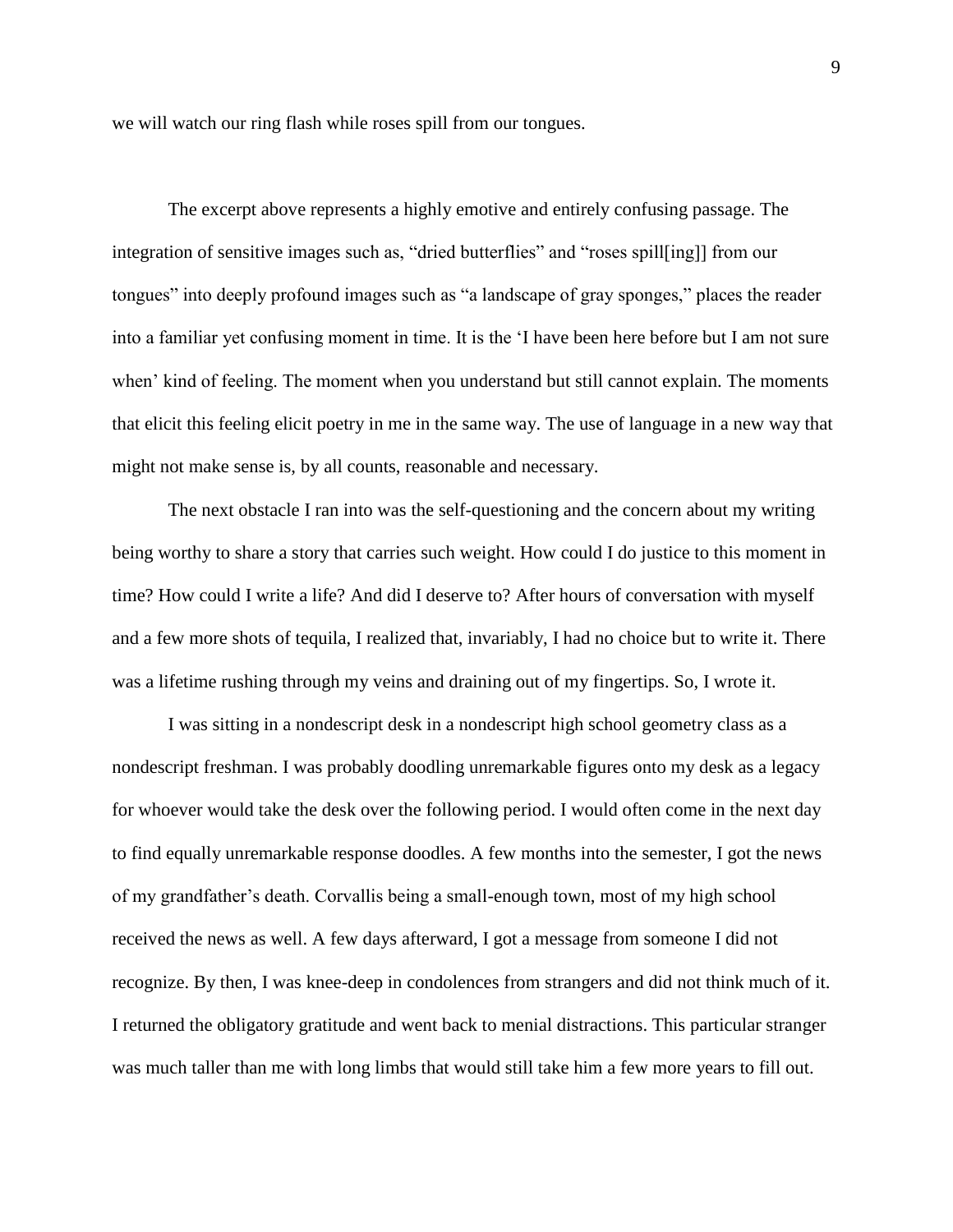we will watch our ring flash while roses spill from our tongues.

The excerpt above represents a highly emotive and entirely confusing passage. The integration of sensitive images such as, "dried butterflies" and "roses spill[ing]] from our tongues" into deeply profound images such as "a landscape of gray sponges," places the reader into a familiar yet confusing moment in time. It is the 'I have been here before but I am not sure when' kind of feeling. The moment when you understand but still cannot explain. The moments that elicit this feeling elicit poetry in me in the same way. The use of language in a new way that might not make sense is, by all counts, reasonable and necessary.

The next obstacle I ran into was the self-questioning and the concern about my writing being worthy to share a story that carries such weight. How could I do justice to this moment in time? How could I write a life? And did I deserve to? After hours of conversation with myself and a few more shots of tequila, I realized that, invariably, I had no choice but to write it. There was a lifetime rushing through my veins and draining out of my fingertips. So, I wrote it.

I was sitting in a nondescript desk in a nondescript high school geometry class as a nondescript freshman. I was probably doodling unremarkable figures onto my desk as a legacy for whoever would take the desk over the following period. I would often come in the next day to find equally unremarkable response doodles. A few months into the semester, I got the news of my grandfather's death. Corvallis being a small-enough town, most of my high school received the news as well. A few days afterward, I got a message from someone I did not recognize. By then, I was knee-deep in condolences from strangers and did not think much of it. I returned the obligatory gratitude and went back to menial distractions. This particular stranger was much taller than me with long limbs that would still take him a few more years to fill out.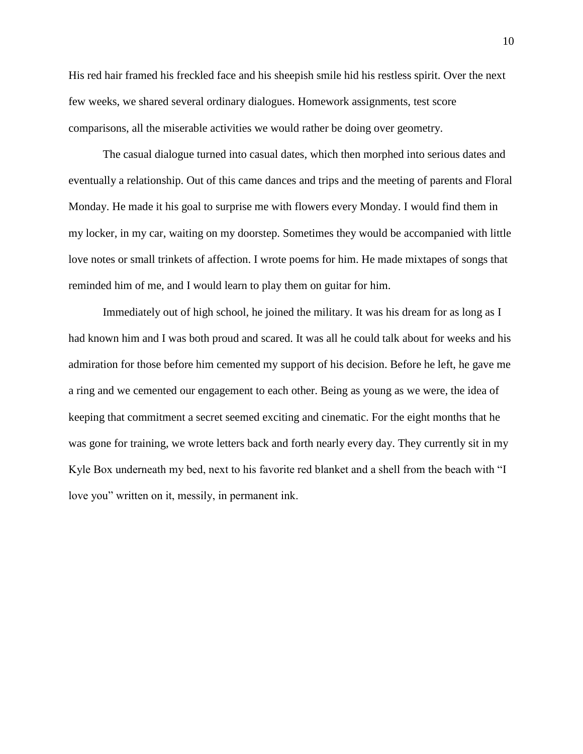His red hair framed his freckled face and his sheepish smile hid his restless spirit. Over the next few weeks, we shared several ordinary dialogues. Homework assignments, test score comparisons, all the miserable activities we would rather be doing over geometry.

The casual dialogue turned into casual dates, which then morphed into serious dates and eventually a relationship. Out of this came dances and trips and the meeting of parents and Floral Monday. He made it his goal to surprise me with flowers every Monday. I would find them in my locker, in my car, waiting on my doorstep. Sometimes they would be accompanied with little love notes or small trinkets of affection. I wrote poems for him. He made mixtapes of songs that reminded him of me, and I would learn to play them on guitar for him.

Immediately out of high school, he joined the military. It was his dream for as long as I had known him and I was both proud and scared. It was all he could talk about for weeks and his admiration for those before him cemented my support of his decision. Before he left, he gave me a ring and we cemented our engagement to each other. Being as young as we were, the idea of keeping that commitment a secret seemed exciting and cinematic. For the eight months that he was gone for training, we wrote letters back and forth nearly every day. They currently sit in my Kyle Box underneath my bed, next to his favorite red blanket and a shell from the beach with "I love you" written on it, messily, in permanent ink.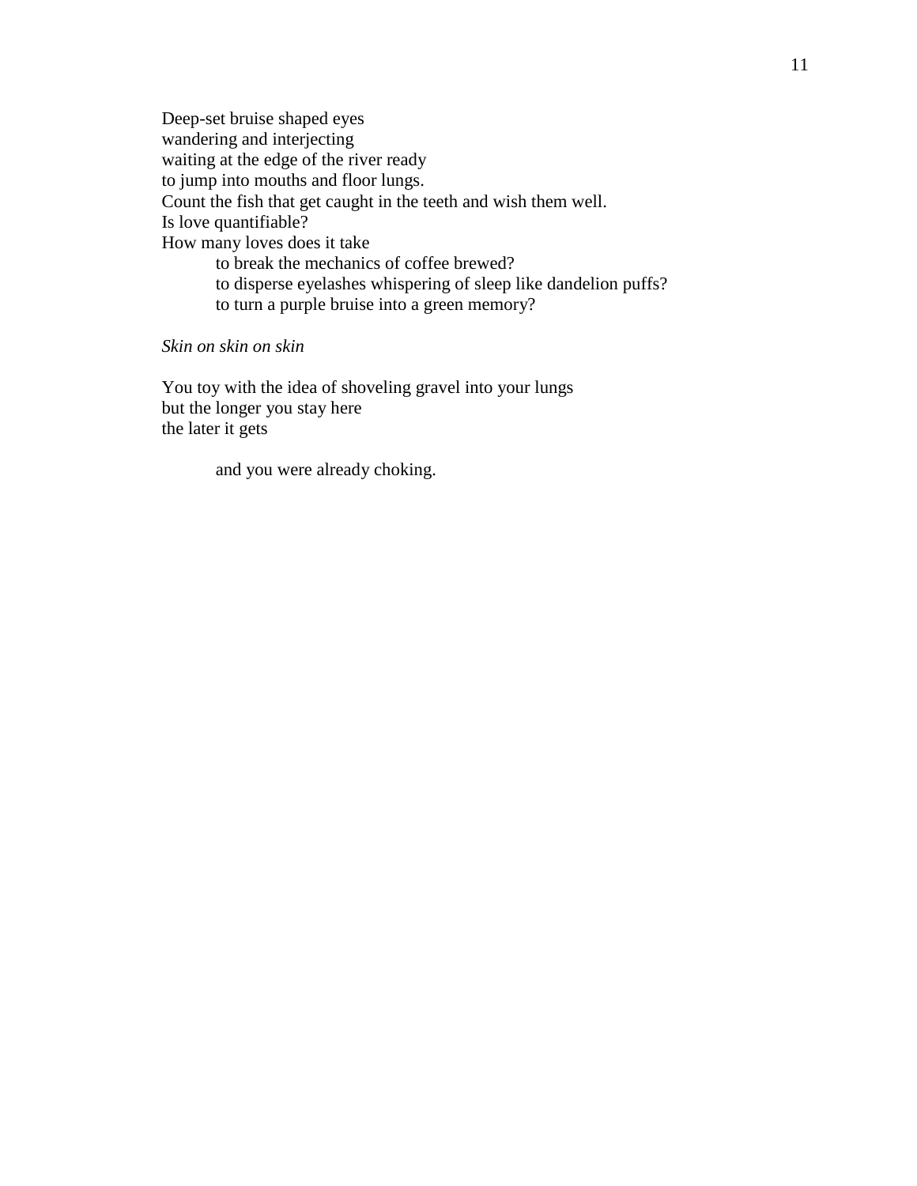Deep-set bruise shaped eyes  
wandering and interjecting  
waiting at the edge of the river ready  
to jump into mouths and floor lungs.  
Count the fish that get caught in the teeth and wish them well.  
Is love quantifiable?  
How many loves does it take  
&nbsp;&nbsp;&nbsp;&nbsp;&nbsp;&nbsp;&nbsp;&nbsp;to break the mechanics of coffee brewed?  
&nbsp;&nbsp;&nbsp;&nbsp;&nbsp;&nbsp;&nbsp;&nbsp;to disperse eyelashes whispering of sleep like dandelion puffs?  
&nbsp;&nbsp;&nbsp;&nbsp;&nbsp;&nbsp;&nbsp;&nbsp;to turn a purple bruise into a green memory?

*Skin on skin on skin*

You toy with the idea of shoveling gravel into your lungs  
but the longer you stay here  
the later it gets

&nbsp;&nbsp;&nbsp;&nbsp;&nbsp;&nbsp;&nbsp;&nbsp;and you were already choking.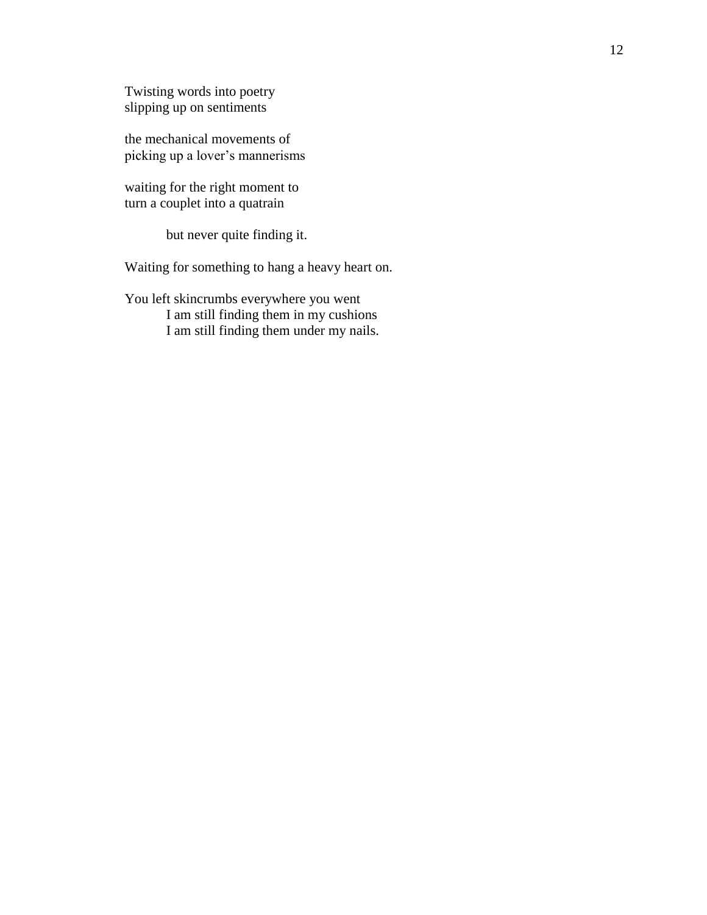Twisting words into poetry  
slipping up on sentiments

the mechanical movements of  
picking up a lover's mannerisms

waiting for the right moment to  
turn a couplet into a quatrain

&nbsp;&nbsp;&nbsp;&nbsp;&nbsp;&nbsp;&nbsp;&nbsp;but never quite finding it.

Waiting for something to hang a heavy heart on.

You left skincrumbs everywhere you went  
&nbsp;&nbsp;&nbsp;&nbsp;&nbsp;&nbsp;&nbsp;&nbsp;I am still finding them in my cushions  
&nbsp;&nbsp;&nbsp;&nbsp;&nbsp;&nbsp;&nbsp;&nbsp;I am still finding them under my nails.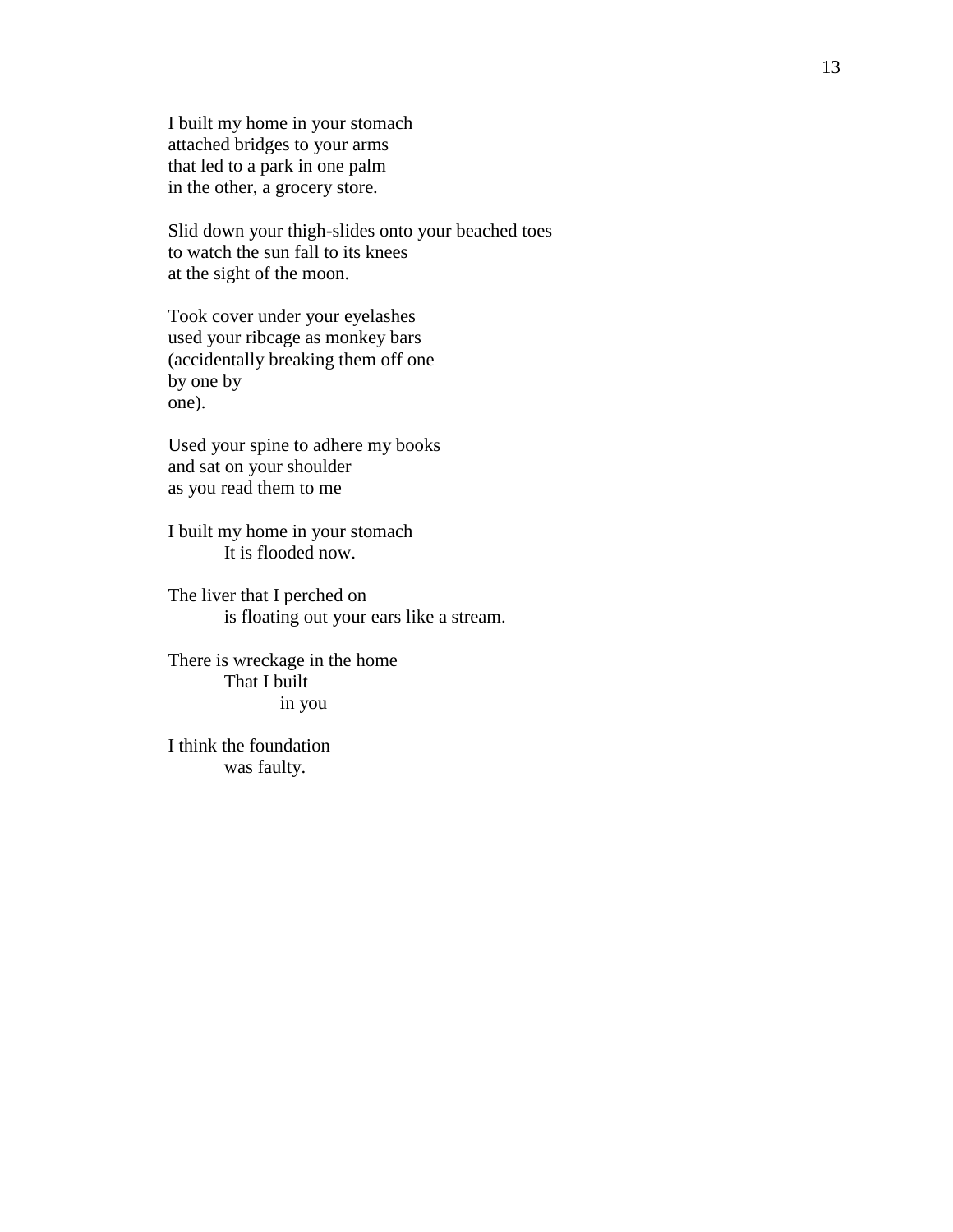I built my home in your stomach
attached bridges to your arms
that led to a park in one palm
in the other, a grocery store.

Slid down your thigh-slides onto your beached toes
to watch the sun fall to its knees
at the sight of the moon.

Took cover under your eyelashes
used your ribcage as monkey bars
(accidentally breaking them off one
by one by
one).

Used your spine to adhere my books
and sat on your shoulder
as you read them to me

I built my home in your stomach
    It is flooded now.

The liver that I perched on
    is floating out your ears like a stream.

There is wreckage in the home
    That I built
        in you

I think the foundation
    was faulty.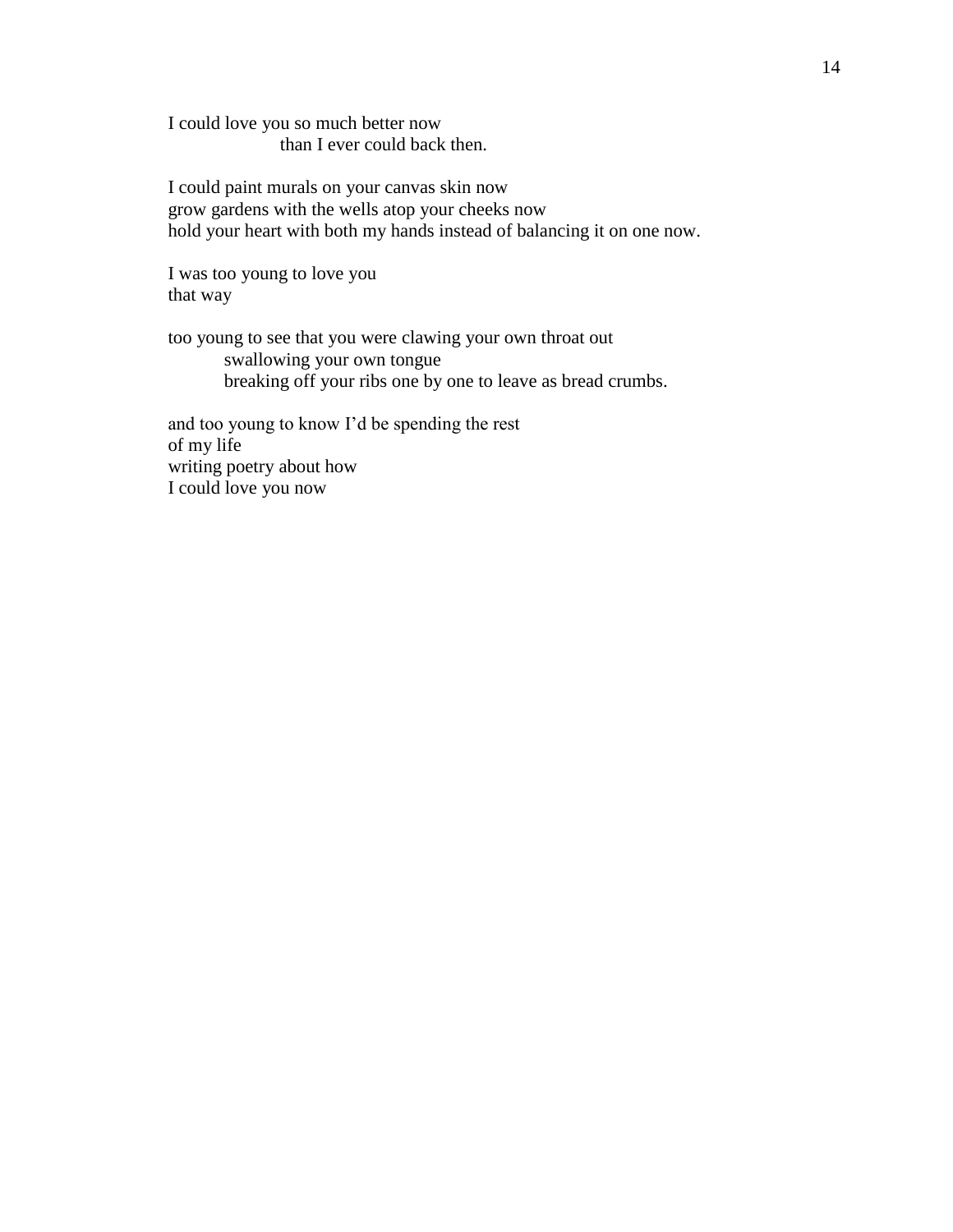I could love you so much better now  
&emsp;&emsp;&emsp;&emsp;than I ever could back then.

I could paint murals on your canvas skin now  
grow gardens with the wells atop your cheeks now  
hold your heart with both my hands instead of balancing it on one now.

I was too young to love you  
that way

too young to see that you were clawing your own throat out  
&emsp;&emsp;swallowing your own tongue  
&emsp;&emsp;breaking off your ribs one by one to leave as bread crumbs.

and too young to know I’d be spending the rest  
of my life  
writing poetry about how  
I could love you now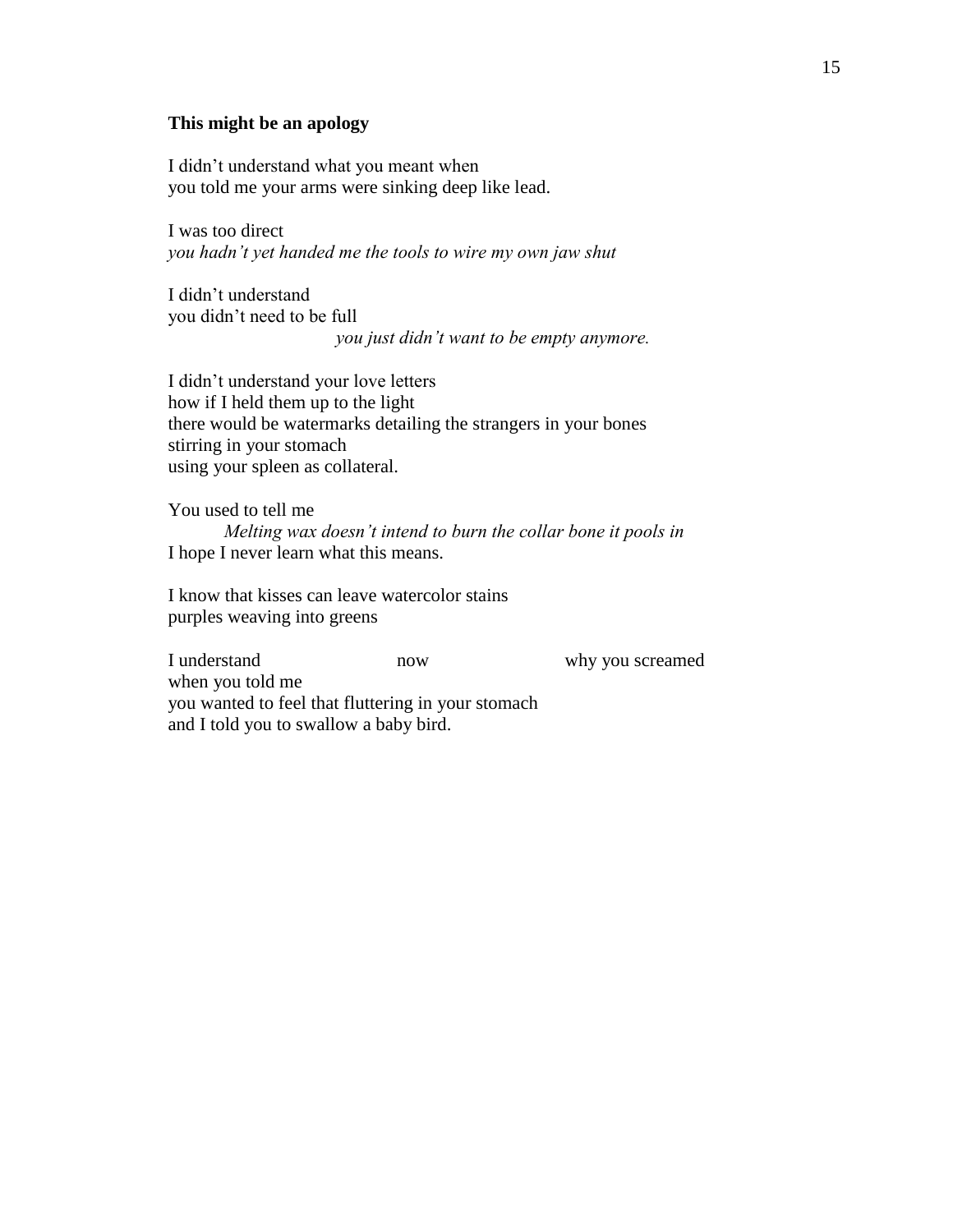**This might be an apology**

I didn't understand what you meant when
you told me your arms were sinking deep like lead.

I was too direct
*you hadn't yet handed me the tools to wire my own jaw shut*

I didn't understand
you didn't need to be full
*you just didn't want to be empty anymore.*

I didn't understand your love letters
how if I held them up to the light
there would be watermarks detailing the strangers in your bones
stirring in your stomach
using your spleen as collateral.

You used to tell me
*Melting wax doesn't intend to burn the collar bone it pools in*
I hope I never learn what this means.

I know that kisses can leave watercolor stains
purples weaving into greens

I understand now why you screamed
when you told me
you wanted to feel that fluttering in your stomach
and I told you to swallow a baby bird.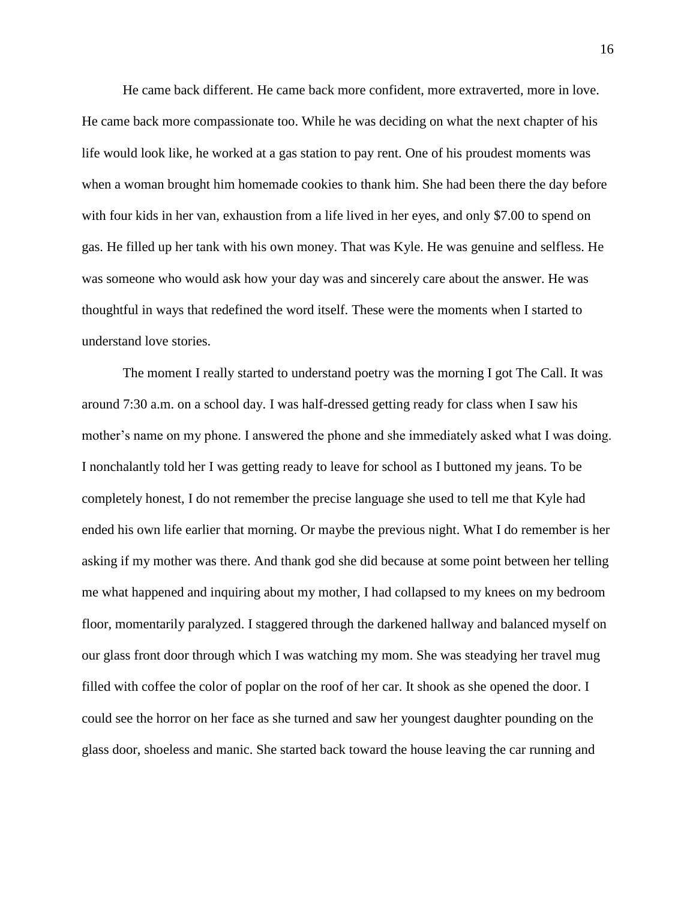He came back different. He came back more confident, more extraverted, more in love. He came back more compassionate too. While he was deciding on what the next chapter of his life would look like, he worked at a gas station to pay rent. One of his proudest moments was when a woman brought him homemade cookies to thank him. She had been there the day before with four kids in her van, exhaustion from a life lived in her eyes, and only $7.00 to spend on gas. He filled up her tank with his own money. That was Kyle. He was genuine and selfless. He was someone who would ask how your day was and sincerely care about the answer. He was thoughtful in ways that redefined the word itself. These were the moments when I started to understand love stories.

The moment I really started to understand poetry was the morning I got The Call. It was around 7:30 a.m. on a school day. I was half-dressed getting ready for class when I saw his mother's name on my phone. I answered the phone and she immediately asked what I was doing. I nonchalantly told her I was getting ready to leave for school as I buttoned my jeans. To be completely honest, I do not remember the precise language she used to tell me that Kyle had ended his own life earlier that morning. Or maybe the previous night. What I do remember is her asking if my mother was there. And thank god she did because at some point between her telling me what happened and inquiring about my mother, I had collapsed to my knees on my bedroom floor, momentarily paralyzed. I staggered through the darkened hallway and balanced myself on our glass front door through which I was watching my mom. She was steadying her travel mug filled with coffee the color of poplar on the roof of her car. It shook as she opened the door. I could see the horror on her face as she turned and saw her youngest daughter pounding on the glass door, shoeless and manic. She started back toward the house leaving the car running and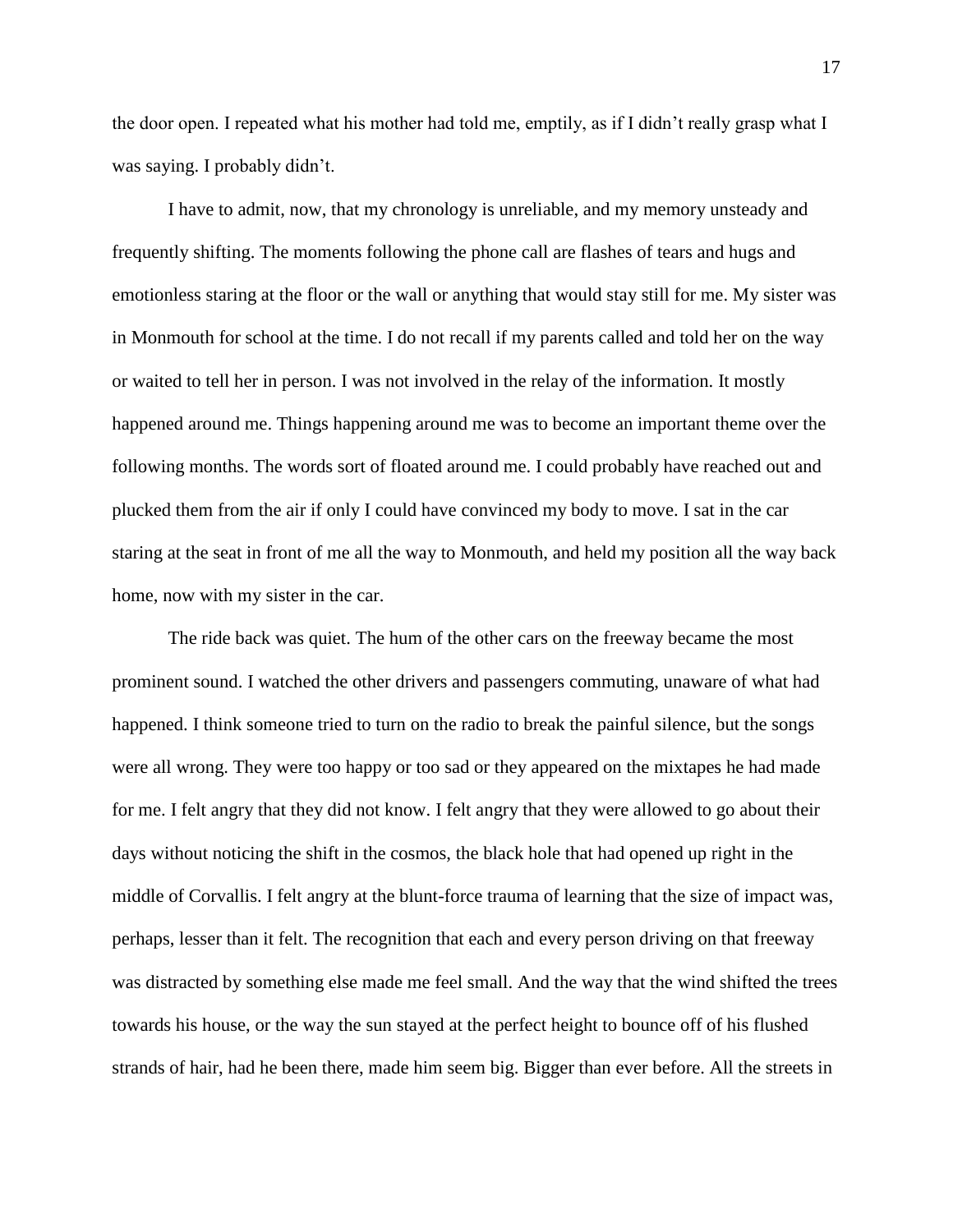the door open. I repeated what his mother had told me, emptily, as if I didn't really grasp what I was saying. I probably didn't.

I have to admit, now, that my chronology is unreliable, and my memory unsteady and frequently shifting. The moments following the phone call are flashes of tears and hugs and emotionless staring at the floor or the wall or anything that would stay still for me. My sister was in Monmouth for school at the time. I do not recall if my parents called and told her on the way or waited to tell her in person. I was not involved in the relay of the information. It mostly happened around me. Things happening around me was to become an important theme over the following months. The words sort of floated around me. I could probably have reached out and plucked them from the air if only I could have convinced my body to move. I sat in the car staring at the seat in front of me all the way to Monmouth, and held my position all the way back home, now with my sister in the car.

The ride back was quiet. The hum of the other cars on the freeway became the most prominent sound. I watched the other drivers and passengers commuting, unaware of what had happened. I think someone tried to turn on the radio to break the painful silence, but the songs were all wrong. They were too happy or too sad or they appeared on the mixtapes he had made for me. I felt angry that they did not know. I felt angry that they were allowed to go about their days without noticing the shift in the cosmos, the black hole that had opened up right in the middle of Corvallis. I felt angry at the blunt-force trauma of learning that the size of impact was, perhaps, lesser than it felt. The recognition that each and every person driving on that freeway was distracted by something else made me feel small. And the way that the wind shifted the trees towards his house, or the way the sun stayed at the perfect height to bounce off of his flushed strands of hair, had he been there, made him seem big. Bigger than ever before. All the streets in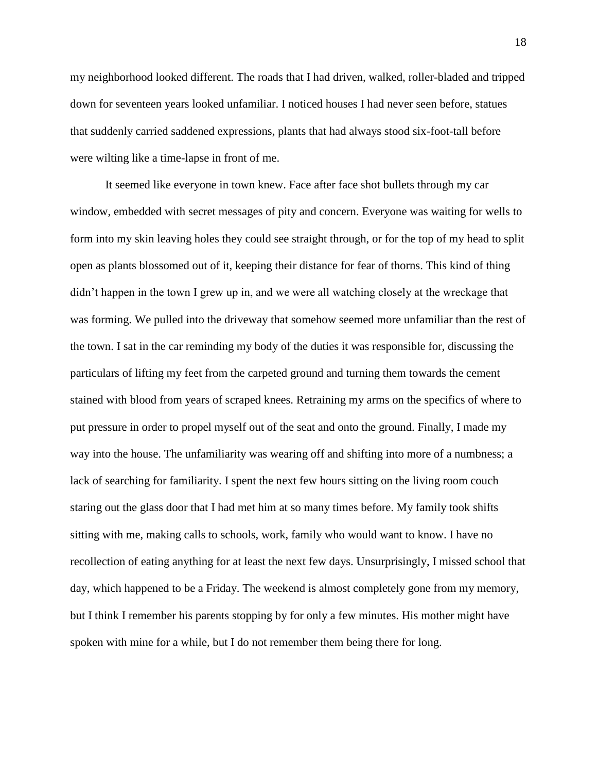my neighborhood looked different. The roads that I had driven, walked, roller-bladed and tripped down for seventeen years looked unfamiliar. I noticed houses I had never seen before, statues that suddenly carried saddened expressions, plants that had always stood six-foot-tall before were wilting like a time-lapse in front of me.

It seemed like everyone in town knew. Face after face shot bullets through my car window, embedded with secret messages of pity and concern. Everyone was waiting for wells to form into my skin leaving holes they could see straight through, or for the top of my head to split open as plants blossomed out of it, keeping their distance for fear of thorns. This kind of thing didn't happen in the town I grew up in, and we were all watching closely at the wreckage that was forming. We pulled into the driveway that somehow seemed more unfamiliar than the rest of the town. I sat in the car reminding my body of the duties it was responsible for, discussing the particulars of lifting my feet from the carpeted ground and turning them towards the cement stained with blood from years of scraped knees. Retraining my arms on the specifics of where to put pressure in order to propel myself out of the seat and onto the ground. Finally, I made my way into the house. The unfamiliarity was wearing off and shifting into more of a numbness; a lack of searching for familiarity. I spent the next few hours sitting on the living room couch staring out the glass door that I had met him at so many times before. My family took shifts sitting with me, making calls to schools, work, family who would want to know. I have no recollection of eating anything for at least the next few days. Unsurprisingly, I missed school that day, which happened to be a Friday. The weekend is almost completely gone from my memory, but I think I remember his parents stopping by for only a few minutes. His mother might have spoken with mine for a while, but I do not remember them being there for long.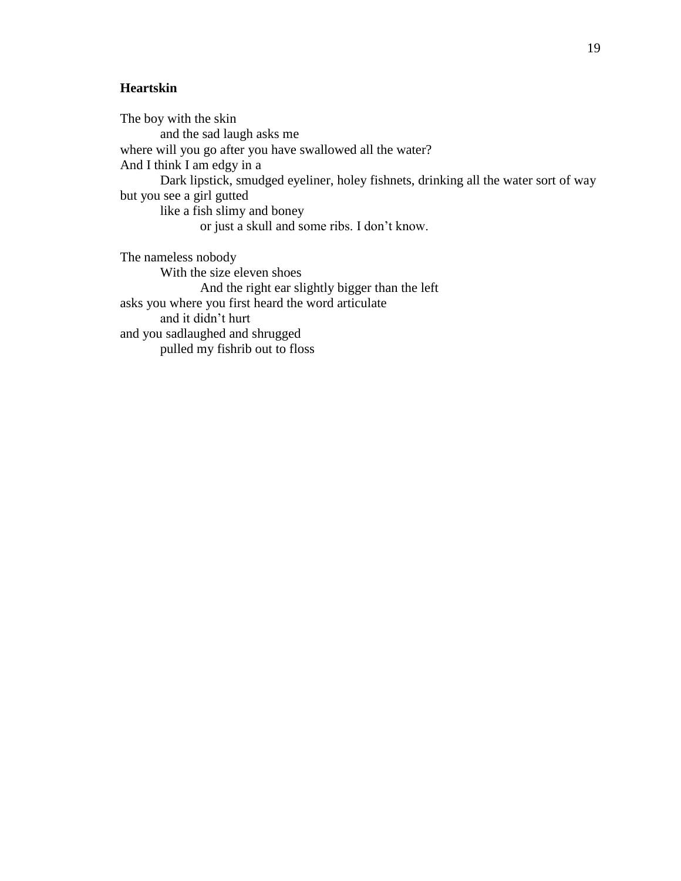**Heartskin**

The boy with the skin
&nbsp;&nbsp;&nbsp;&nbsp;&nbsp;&nbsp;&nbsp;&nbsp;and the sad laugh asks me
where will you go after you have swallowed all the water?
And I think I am edgy in a
&nbsp;&nbsp;&nbsp;&nbsp;&nbsp;&nbsp;&nbsp;&nbsp;Dark lipstick, smudged eyeliner, holey fishnets, drinking all the water sort of way
but you see a girl gutted
&nbsp;&nbsp;&nbsp;&nbsp;&nbsp;&nbsp;&nbsp;&nbsp;like a fish slimy and boney
&nbsp;&nbsp;&nbsp;&nbsp;&nbsp;&nbsp;&nbsp;&nbsp;&nbsp;&nbsp;&nbsp;&nbsp;&nbsp;&nbsp;&nbsp;&nbsp;or just a skull and some ribs. I don’t know.

The nameless nobody
&nbsp;&nbsp;&nbsp;&nbsp;&nbsp;&nbsp;&nbsp;&nbsp;With the size eleven shoes
&nbsp;&nbsp;&nbsp;&nbsp;&nbsp;&nbsp;&nbsp;&nbsp;&nbsp;&nbsp;&nbsp;&nbsp;&nbsp;&nbsp;&nbsp;&nbsp;And the right ear slightly bigger than the left
asks you where you first heard the word articulate
&nbsp;&nbsp;&nbsp;&nbsp;&nbsp;&nbsp;&nbsp;&nbsp;and it didn’t hurt
and you sadlaughed and shrugged
&nbsp;&nbsp;&nbsp;&nbsp;&nbsp;&nbsp;&nbsp;&nbsp;pulled my fishrib out to floss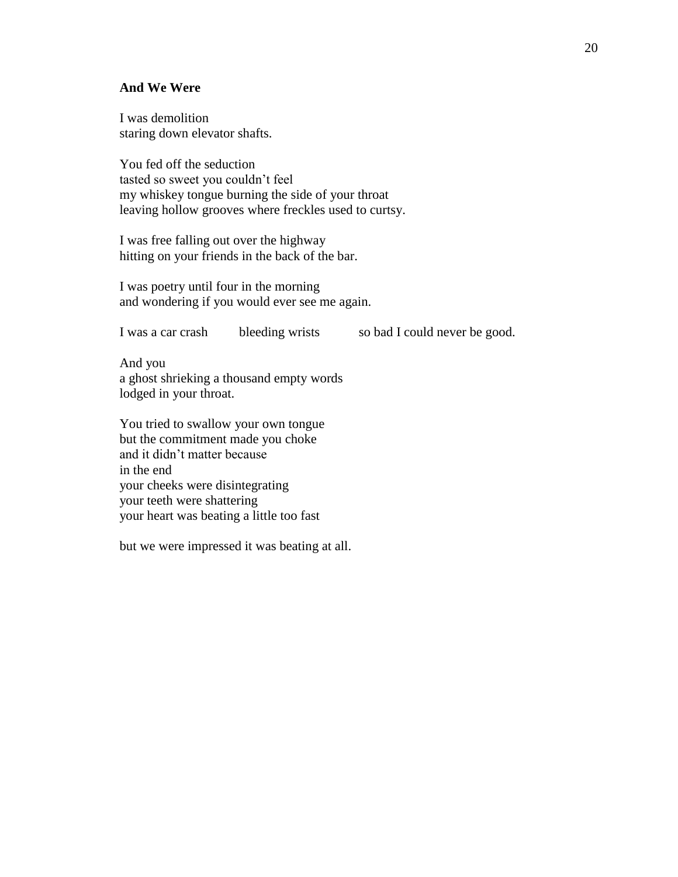**And We Were**

I was demolition  
staring down elevator shafts.

You fed off the seduction  
tasted so sweet you couldn't feel  
my whiskey tongue burning the side of your throat  
leaving hollow grooves where freckles used to curtsy.

I was free falling out over the highway  
hitting on your friends in the back of the bar.

I was poetry until four in the morning  
and wondering if you would ever see me again.

I was a car crash        bleeding wrists        so bad I could never be good.

And you  
a ghost shrieking a thousand empty words  
lodged in your throat.

You tried to swallow your own tongue  
but the commitment made you choke  
and it didn't matter because  
in the end  
your cheeks were disintegrating  
your teeth were shattering  
your heart was beating a little too fast

but we were impressed it was beating at all.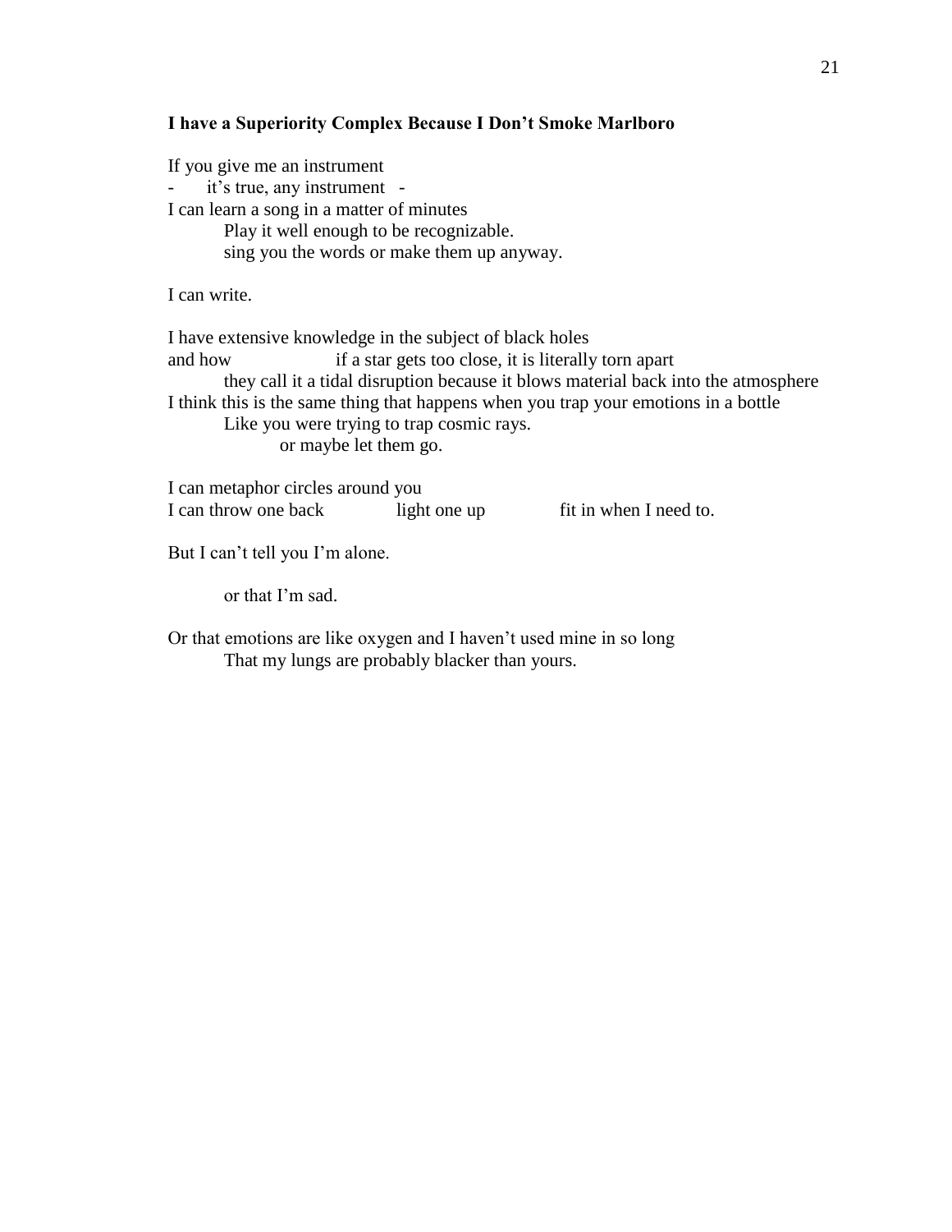**I have a Superiority Complex Because I Don't Smoke Marlboro**

If you give me an instrument
- it's true, any instrument -
I can learn a song in a matter of minutes
    Play it well enough to be recognizable.
    sing you the words or make them up anyway.

I can write.

I have extensive knowledge in the subject of black holes
and how        if a star gets too close, it is literally torn apart
    they call it a tidal disruption because it blows material back into the atmosphere
I think this is the same thing that happens when you trap your emotions in a bottle
    Like you were trying to trap cosmic rays.
        or maybe let them go.

I can metaphor circles around you
I can throw one back        light one up        fit in when I need to.

But I can't tell you I'm alone.

    or that I'm sad.

Or that emotions are like oxygen and I haven't used mine in so long
    That my lungs are probably blacker than yours.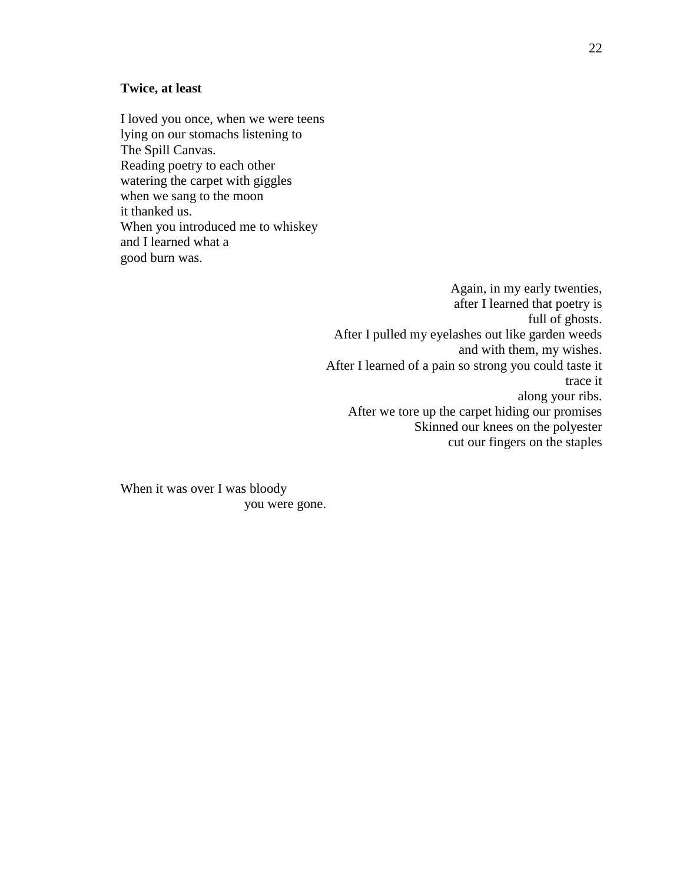**Twice, at least**

I loved you once, when we were teens  
lying on our stomachs listening to  
The Spill Canvas.  
Reading poetry to each other  
watering the carpet with giggles  
when we sang to the moon  
it thanked us.  
When you introduced me to whiskey  
and I learned what a  
good burn was.

Again, in my early twenties,  
after I learned that poetry is  
full of ghosts.  
After I pulled my eyelashes out like garden weeds  
and with them, my wishes.  
After I learned of a pain so strong you could taste it  
trace it  
along your ribs.  
After we tore up the carpet hiding our promises  
Skinned our knees on the polyester  
cut our fingers on the staples

When it was over I was bloody  
you were gone.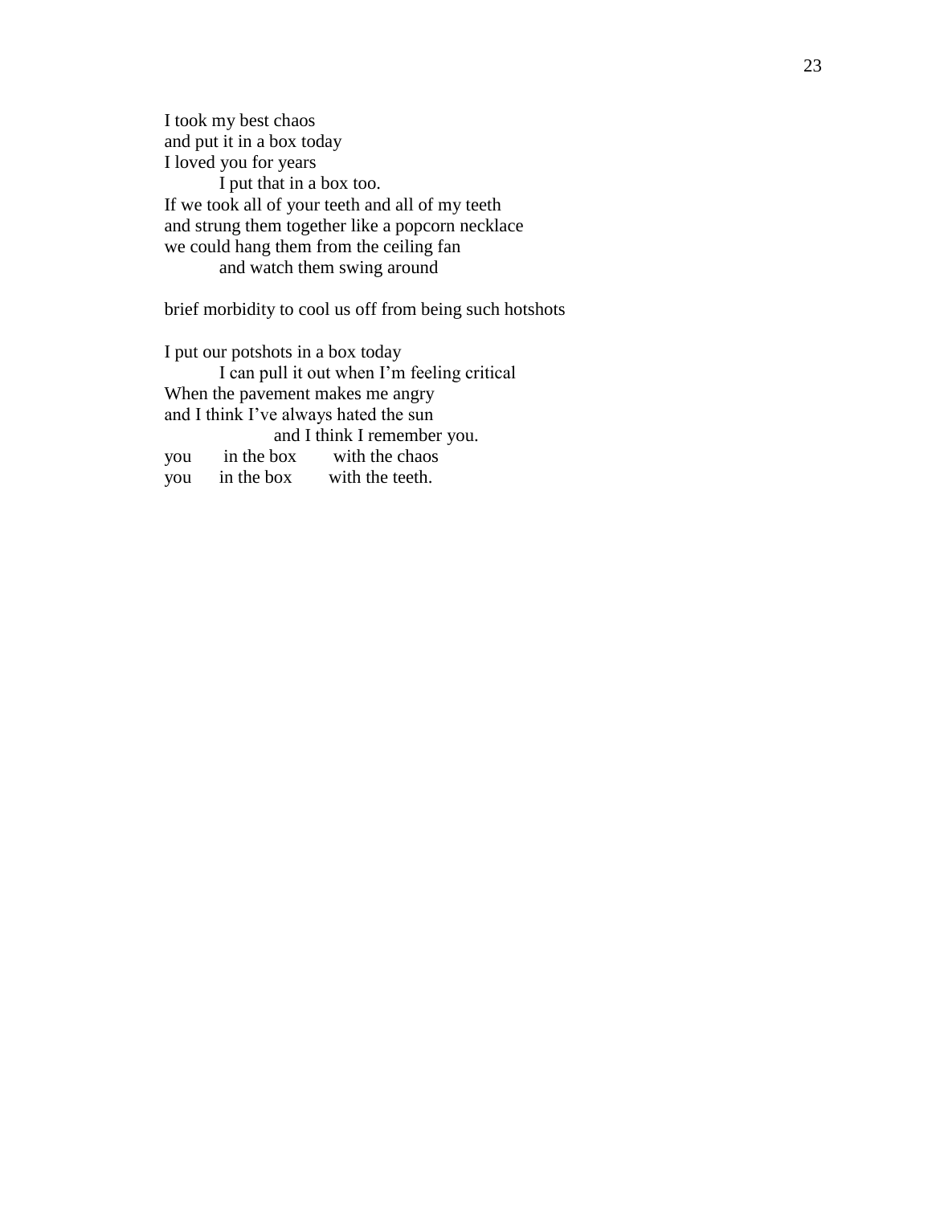I took my best chaos
and put it in a box today
I loved you for years
&emsp;&emsp;I put that in a box too.
If we took all of your teeth and all of my teeth
and strung them together like a popcorn necklace
we could hang them from the ceiling fan
&emsp;&emsp;and watch them swing around

brief morbidity to cool us off from being such hotshots

I put our potshots in a box today
&emsp;&emsp;I can pull it out when I'm feeling critical
When the pavement makes me angry
and I think I've always hated the sun
&emsp;&emsp;&emsp;&emsp;and I think I remember you.
you&emsp;in the box&emsp;with the chaos
you&emsp;in the box&emsp;with the teeth.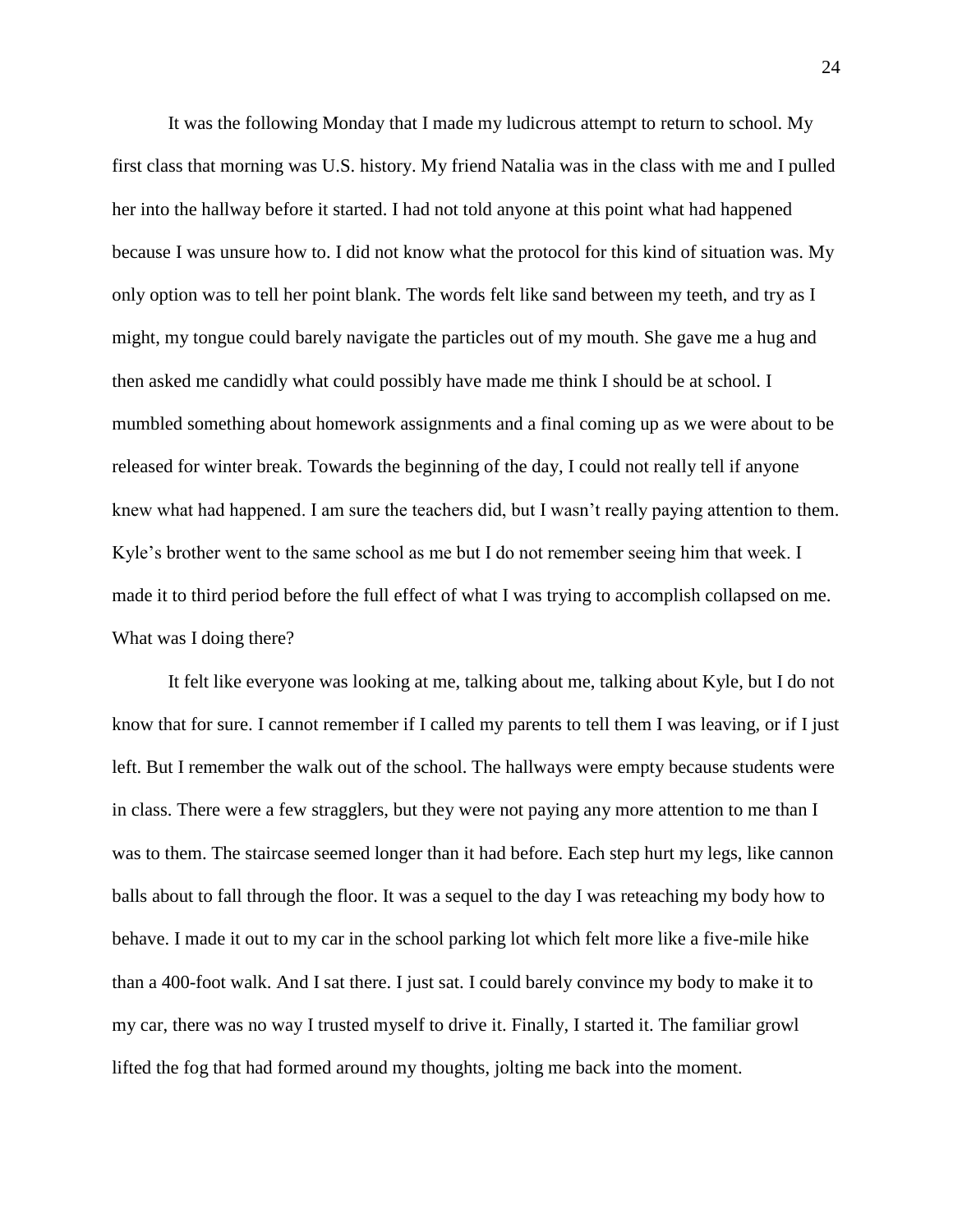It was the following Monday that I made my ludicrous attempt to return to school. My first class that morning was U.S. history. My friend Natalia was in the class with me and I pulled her into the hallway before it started. I had not told anyone at this point what had happened because I was unsure how to. I did not know what the protocol for this kind of situation was. My only option was to tell her point blank. The words felt like sand between my teeth, and try as I might, my tongue could barely navigate the particles out of my mouth. She gave me a hug and then asked me candidly what could possibly have made me think I should be at school. I mumbled something about homework assignments and a final coming up as we were about to be released for winter break. Towards the beginning of the day, I could not really tell if anyone knew what had happened. I am sure the teachers did, but I wasn't really paying attention to them. Kyle's brother went to the same school as me but I do not remember seeing him that week. I made it to third period before the full effect of what I was trying to accomplish collapsed on me. What was I doing there?

It felt like everyone was looking at me, talking about me, talking about Kyle, but I do not know that for sure. I cannot remember if I called my parents to tell them I was leaving, or if I just left. But I remember the walk out of the school. The hallways were empty because students were in class. There were a few stragglers, but they were not paying any more attention to me than I was to them. The staircase seemed longer than it had before. Each step hurt my legs, like cannon balls about to fall through the floor. It was a sequel to the day I was reteaching my body how to behave. I made it out to my car in the school parking lot which felt more like a five-mile hike than a 400-foot walk. And I sat there. I just sat. I could barely convince my body to make it to my car, there was no way I trusted myself to drive it. Finally, I started it. The familiar growl lifted the fog that had formed around my thoughts, jolting me back into the moment.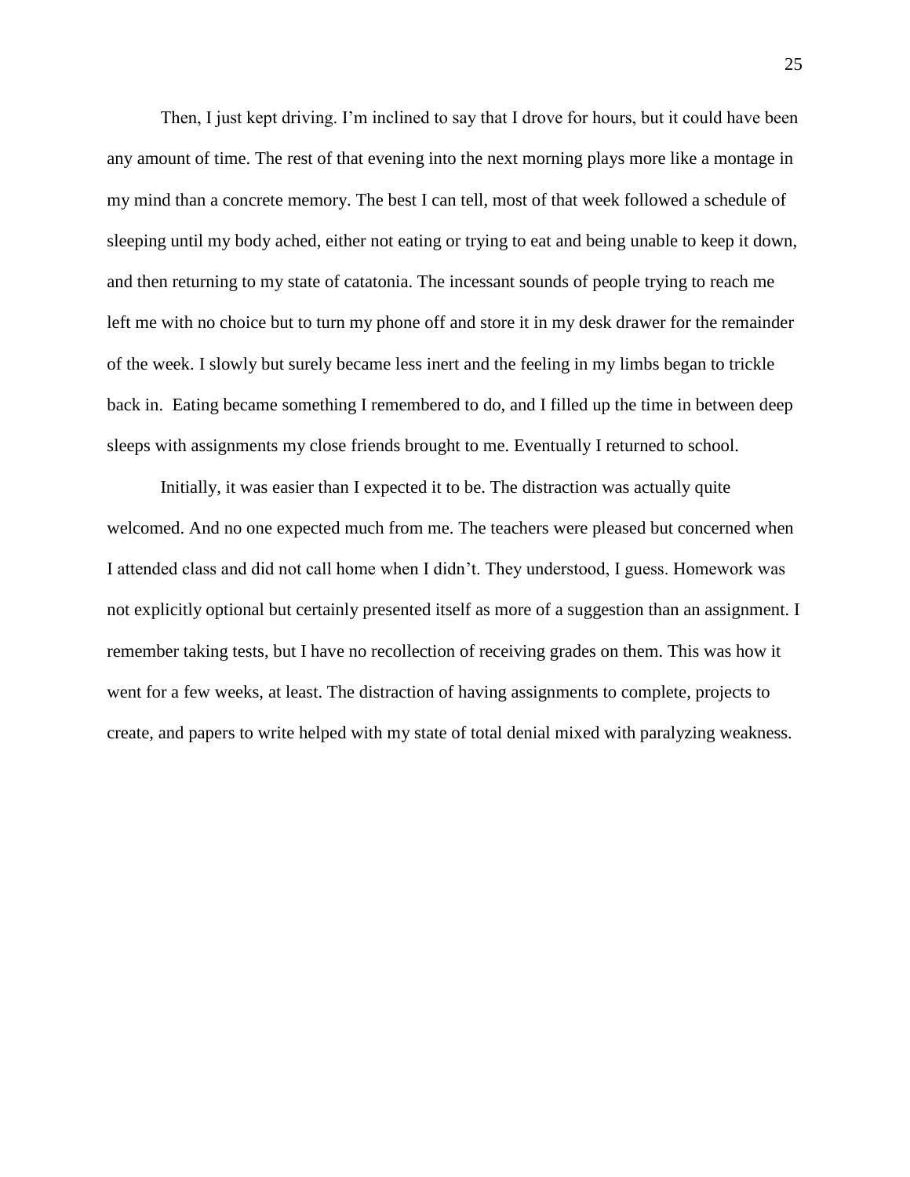Then, I just kept driving. I'm inclined to say that I drove for hours, but it could have been any amount of time. The rest of that evening into the next morning plays more like a montage in my mind than a concrete memory. The best I can tell, most of that week followed a schedule of sleeping until my body ached, either not eating or trying to eat and being unable to keep it down, and then returning to my state of catatonia. The incessant sounds of people trying to reach me left me with no choice but to turn my phone off and store it in my desk drawer for the remainder of the week. I slowly but surely became less inert and the feeling in my limbs began to trickle back in. Eating became something I remembered to do, and I filled up the time in between deep sleeps with assignments my close friends brought to me. Eventually I returned to school.

Initially, it was easier than I expected it to be. The distraction was actually quite welcomed. And no one expected much from me. The teachers were pleased but concerned when I attended class and did not call home when I didn't. They understood, I guess. Homework was not explicitly optional but certainly presented itself as more of a suggestion than an assignment. I remember taking tests, but I have no recollection of receiving grades on them. This was how it went for a few weeks, at least. The distraction of having assignments to complete, projects to create, and papers to write helped with my state of total denial mixed with paralyzing weakness.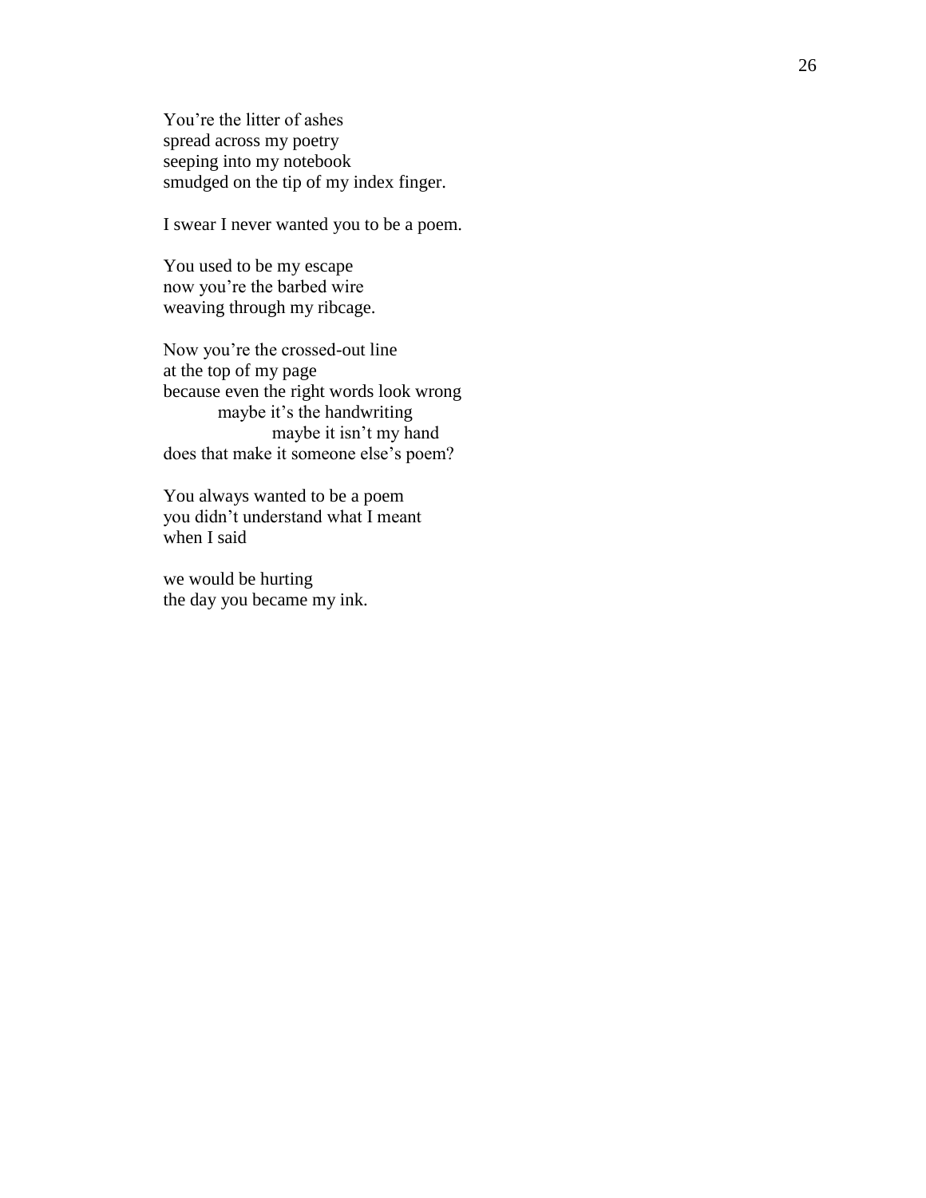You're the litter of ashes
spread across my poetry
seeping into my notebook
smudged on the tip of my index finger.

I swear I never wanted you to be a poem.

You used to be my escape
now you're the barbed wire
weaving through my ribcage.

Now you're the crossed-out line
at the top of my page
because even the right words look wrong
&nbsp;&nbsp;&nbsp;&nbsp;&nbsp;&nbsp;&nbsp;&nbsp;maybe it's the handwriting
&nbsp;&nbsp;&nbsp;&nbsp;&nbsp;&nbsp;&nbsp;&nbsp;&nbsp;&nbsp;&nbsp;&nbsp;&nbsp;&nbsp;&nbsp;&nbsp;maybe it isn't my hand
does that make it someone else's poem?

You always wanted to be a poem
you didn't understand what I meant
when I said

we would be hurting
the day you became my ink.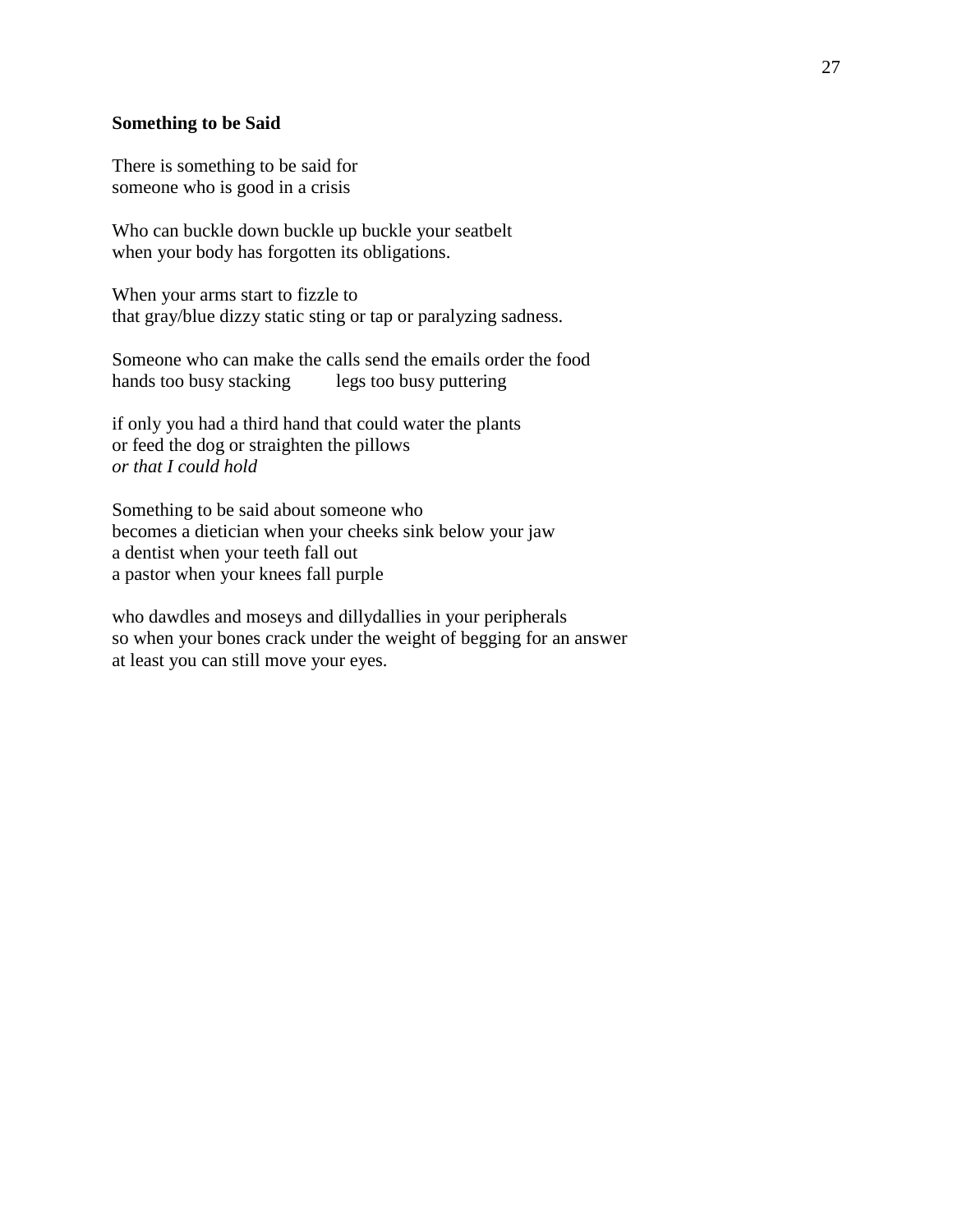**Something to be Said**

There is something to be said for  
someone who is good in a crisis

Who can buckle down buckle up buckle your seatbelt  
when your body has forgotten its obligations.

When your arms start to fizzle to  
that gray/blue dizzy static sting or tap or paralyzing sadness.

Someone who can make the calls send the emails order the food  
hands too busy stacking        legs too busy puttering

if only you had a third hand that could water the plants  
or feed the dog or straighten the pillows  
*or that I could hold*

Something to be said about someone who  
becomes a dietician when your cheeks sink below your jaw  
a dentist when your teeth fall out  
a pastor when your knees fall purple

who dawdles and moseys and dillydallies in your peripherals  
so when your bones crack under the weight of begging for an answer  
at least you can still move your eyes.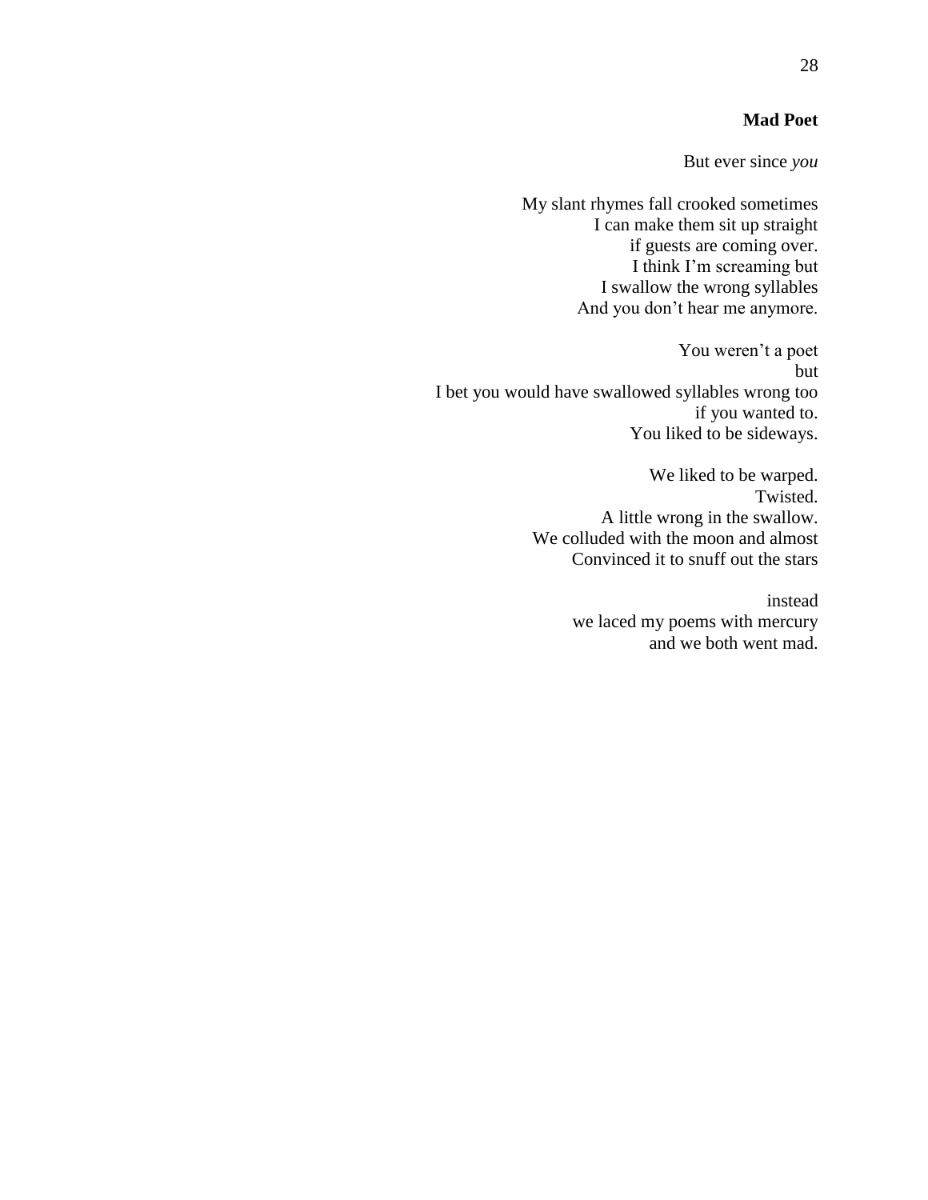## Mad Poet

But ever since *you*

My slant rhymes fall crooked sometimes  
I can make them sit up straight  
if guests are coming over.  
I think I'm screaming but  
I swallow the wrong syllables  
And you don't hear me anymore.

You weren't a poet  
but  
I bet you would have swallowed syllables wrong too  
if you wanted to.  
You liked to be sideways.

We liked to be warped.  
Twisted.  
A little wrong in the swallow.  
We colluded with the moon and almost  
Convinced it to snuff out the stars

instead  
we laced my poems with mercury  
and we both went mad.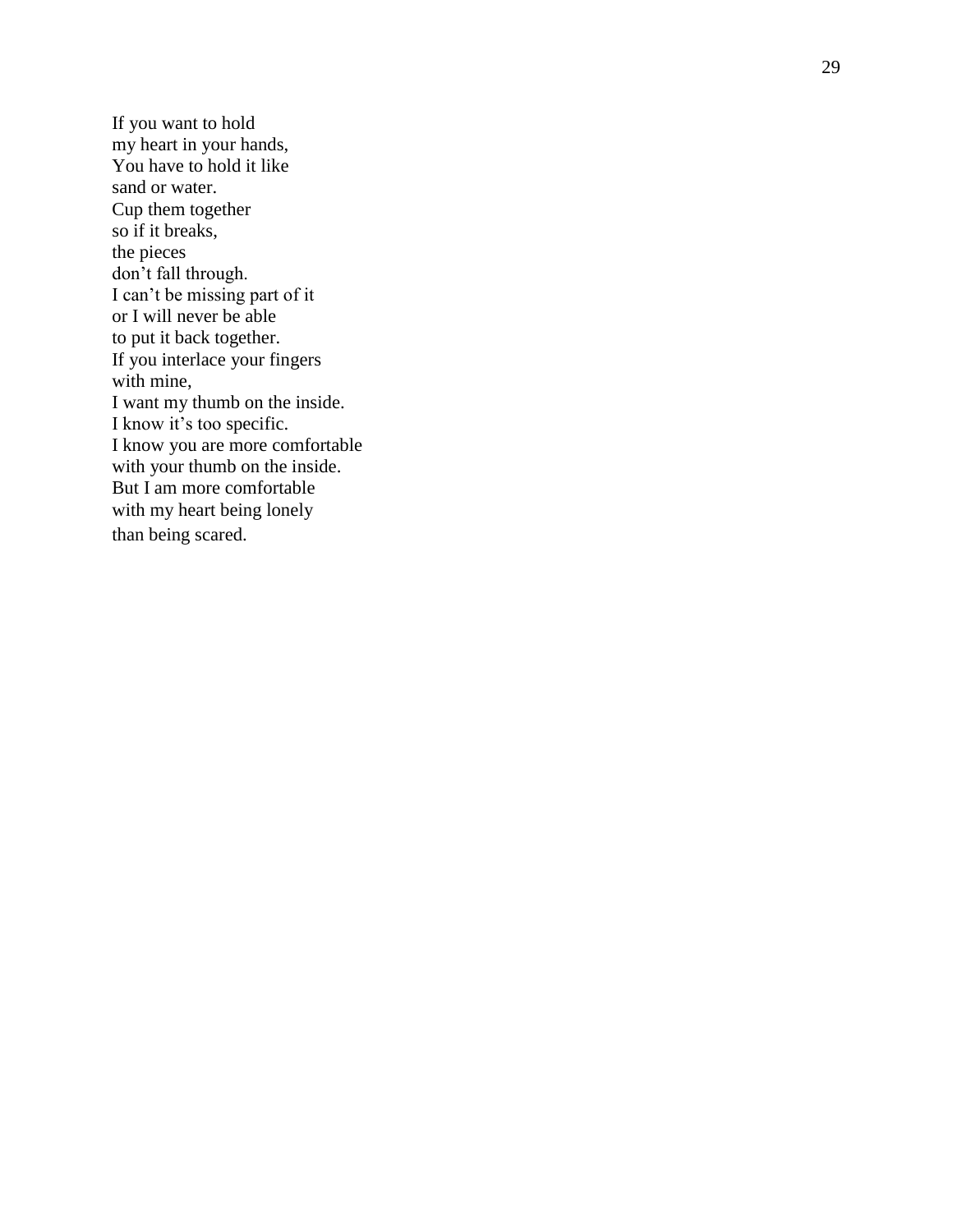If you want to hold
my heart in your hands,
You have to hold it like
sand or water.
Cup them together
so if it breaks,
the pieces
don't fall through.
I can't be missing part of it
or I will never be able
to put it back together.
If you interlace your fingers
with mine,
I want my thumb on the inside.
I know it's too specific.
I know you are more comfortable
with your thumb on the inside.
But I am more comfortable
with my heart being lonely
than being scared.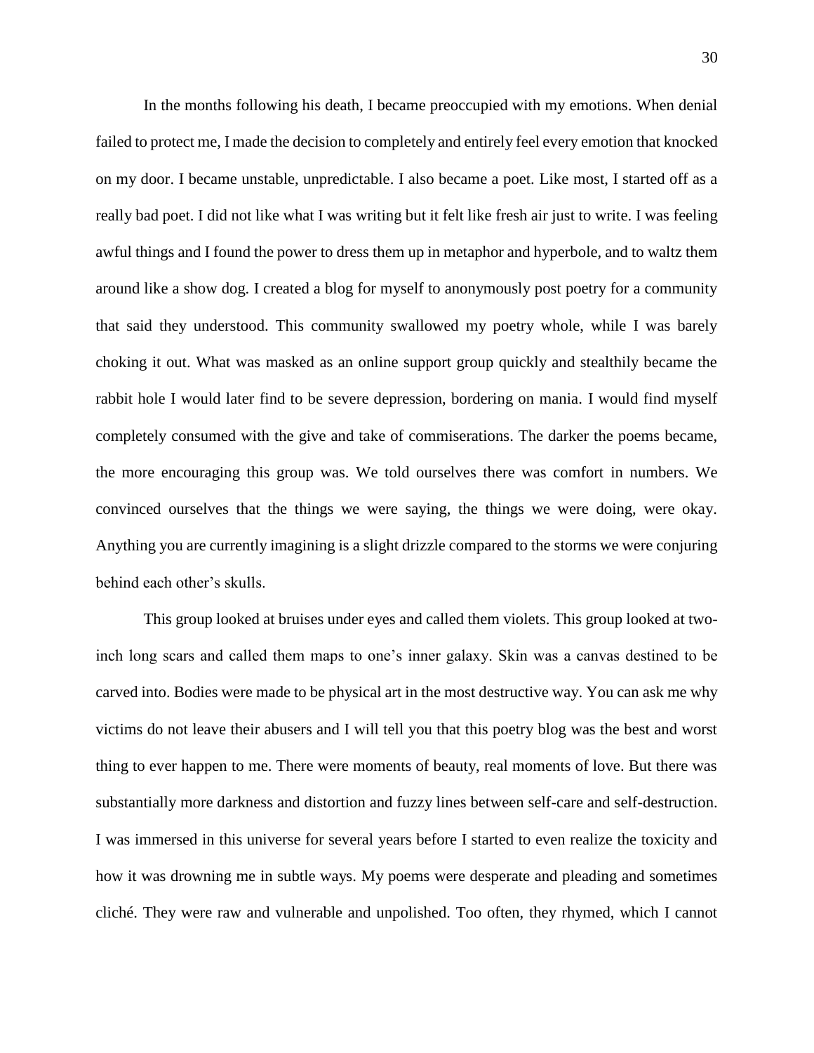In the months following his death, I became preoccupied with my emotions. When denial failed to protect me, I made the decision to completely and entirely feel every emotion that knocked on my door. I became unstable, unpredictable. I also became a poet. Like most, I started off as a really bad poet. I did not like what I was writing but it felt like fresh air just to write. I was feeling awful things and I found the power to dress them up in metaphor and hyperbole, and to waltz them around like a show dog. I created a blog for myself to anonymously post poetry for a community that said they understood. This community swallowed my poetry whole, while I was barely choking it out. What was masked as an online support group quickly and stealthily became the rabbit hole I would later find to be severe depression, bordering on mania. I would find myself completely consumed with the give and take of commiserations. The darker the poems became, the more encouraging this group was. We told ourselves there was comfort in numbers. We convinced ourselves that the things we were saying, the things we were doing, were okay. Anything you are currently imagining is a slight drizzle compared to the storms we were conjuring behind each other's skulls.

This group looked at bruises under eyes and called them violets. This group looked at two-inch long scars and called them maps to one's inner galaxy. Skin was a canvas destined to be carved into. Bodies were made to be physical art in the most destructive way. You can ask me why victims do not leave their abusers and I will tell you that this poetry blog was the best and worst thing to ever happen to me. There were moments of beauty, real moments of love. But there was substantially more darkness and distortion and fuzzy lines between self-care and self-destruction. I was immersed in this universe for several years before I started to even realize the toxicity and how it was drowning me in subtle ways. My poems were desperate and pleading and sometimes cliché. They were raw and vulnerable and unpolished. Too often, they rhymed, which I cannot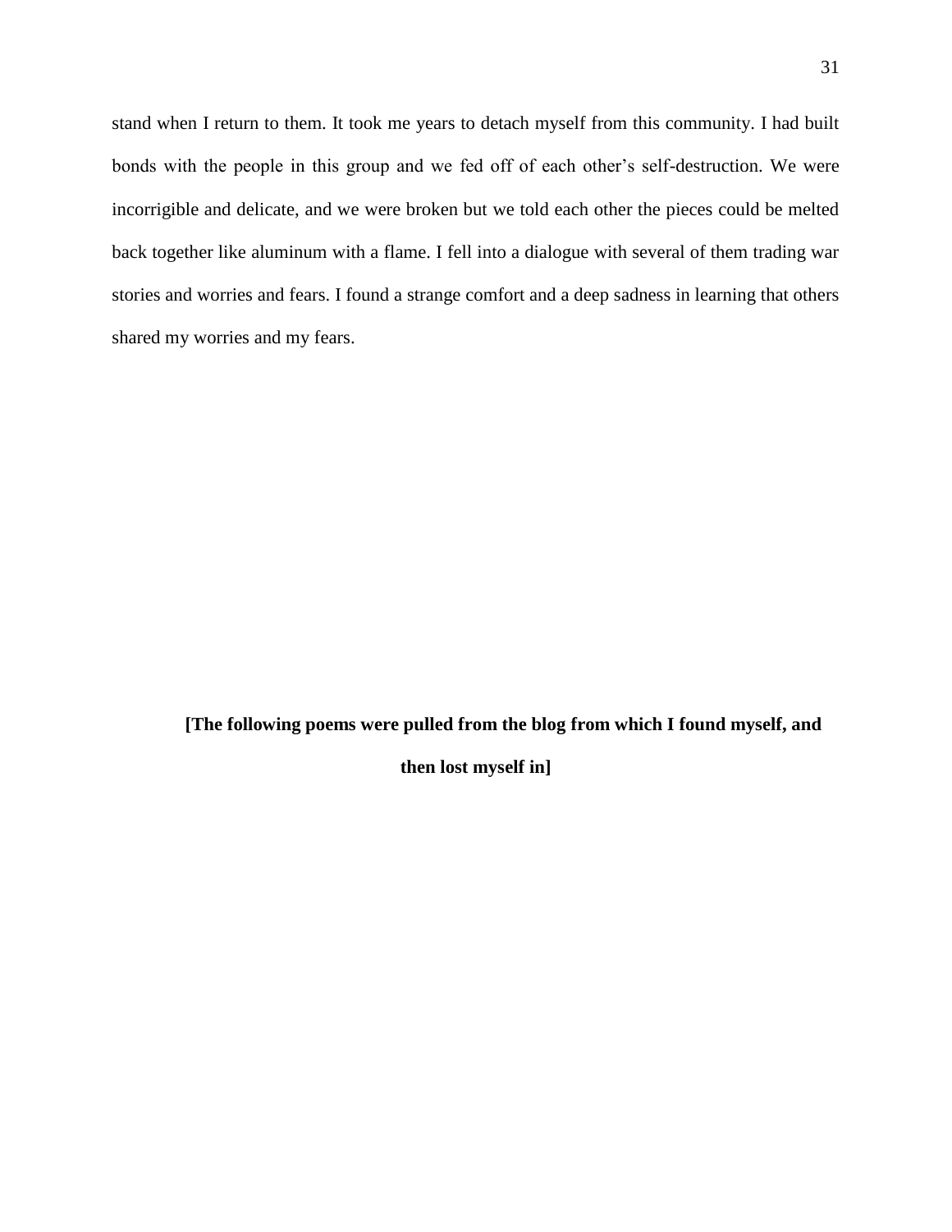stand when I return to them. It took me years to detach myself from this community. I had built bonds with the people in this group and we fed off of each other's self-destruction. We were incorrigible and delicate, and we were broken but we told each other the pieces could be melted back together like aluminum with a flame. I fell into a dialogue with several of them trading war stories and worries and fears. I found a strange comfort and a deep sadness in learning that others shared my worries and my fears.

**[The following poems were pulled from the blog from which I found myself, and then lost myself in]**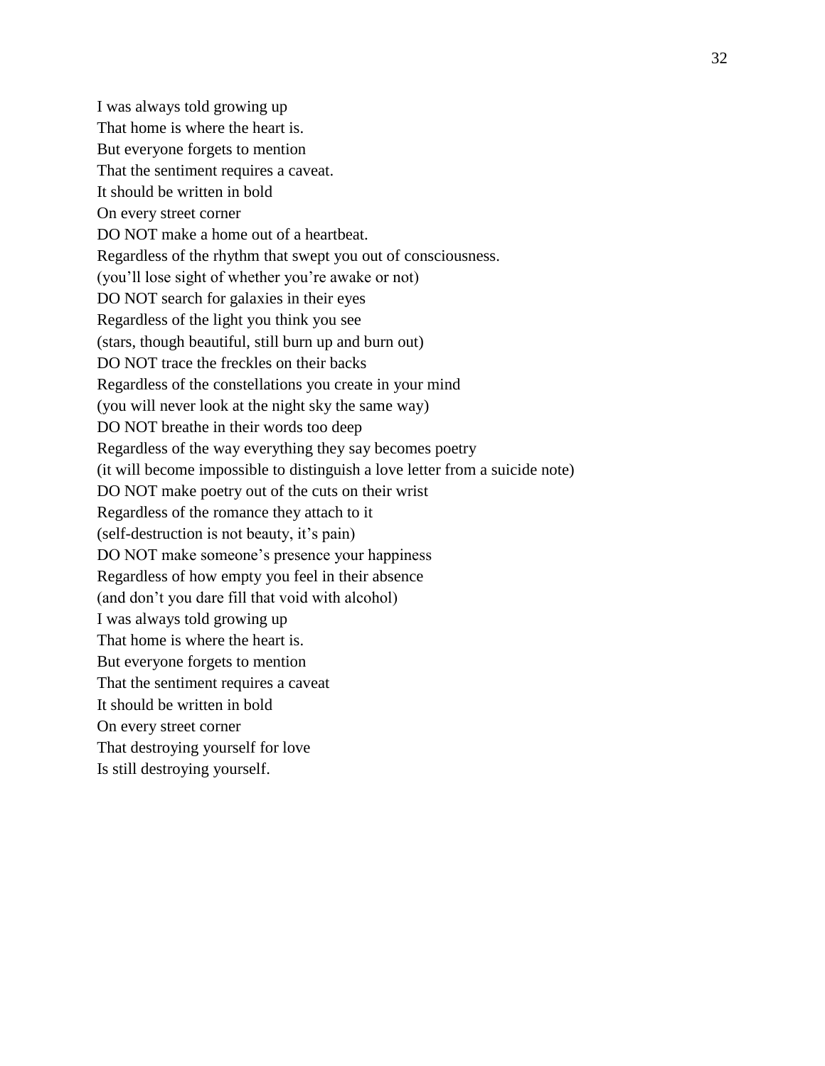I was always told growing up  
That home is where the heart is.  
But everyone forgets to mention  
That the sentiment requires a caveat.  
It should be written in bold  
On every street corner  
DO NOT make a home out of a heartbeat.  
Regardless of the rhythm that swept you out of consciousness.  
(you'll lose sight of whether you're awake or not)  
DO NOT search for galaxies in their eyes  
Regardless of the light you think you see  
(stars, though beautiful, still burn up and burn out)  
DO NOT trace the freckles on their backs  
Regardless of the constellations you create in your mind  
(you will never look at the night sky the same way)  
DO NOT breathe in their words too deep  
Regardless of the way everything they say becomes poetry  
(it will become impossible to distinguish a love letter from a suicide note)  
DO NOT make poetry out of the cuts on their wrist  
Regardless of the romance they attach to it  
(self-destruction is not beauty, it's pain)  
DO NOT make someone's presence your happiness  
Regardless of how empty you feel in their absence  
(and don't you dare fill that void with alcohol)  
I was always told growing up  
That home is where the heart is.  
But everyone forgets to mention  
That the sentiment requires a caveat  
It should be written in bold  
On every street corner  
That destroying yourself for love  
Is still destroying yourself.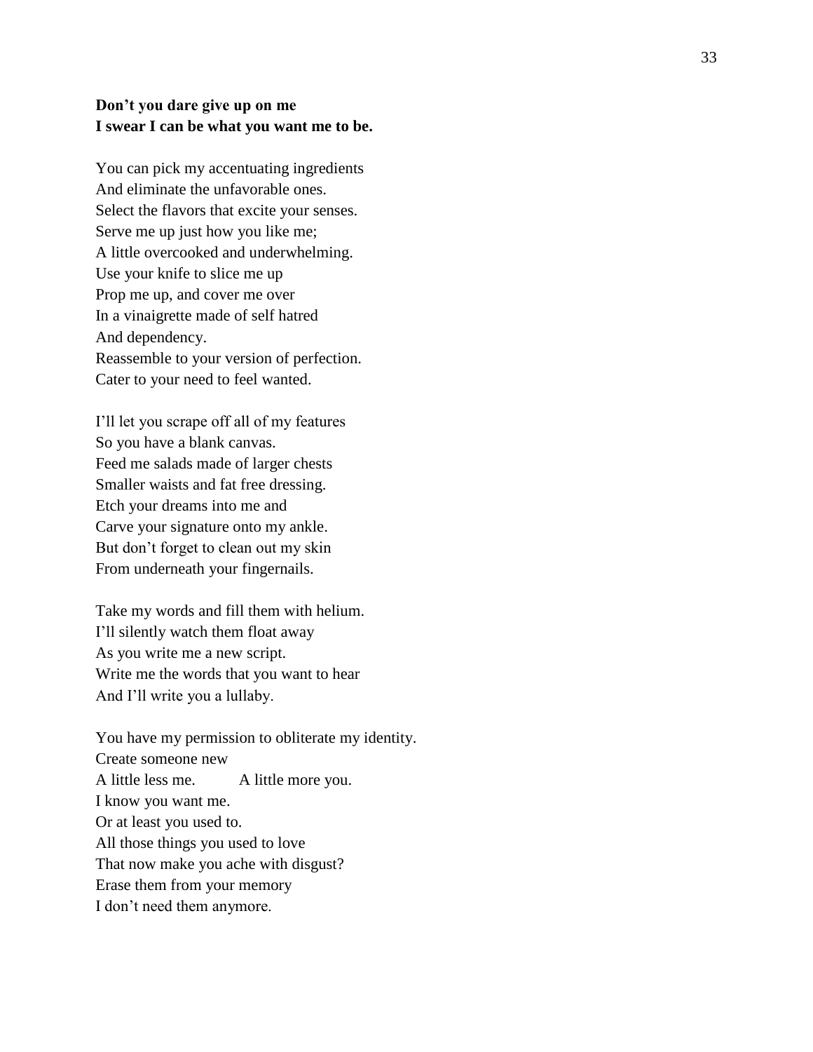**Don't you dare give up on me**
**I swear I can be what you want me to be.**

You can pick my accentuating ingredients
And eliminate the unfavorable ones.
Select the flavors that excite your senses.
Serve me up just how you like me;
A little overcooked and underwhelming.
Use your knife to slice me up
Prop me up, and cover me over
In a vinaigrette made of self hatred
And dependency.
Reassemble to your version of perfection.
Cater to your need to feel wanted.

I'll let you scrape off all of my features
So you have a blank canvas.
Feed me salads made of larger chests
Smaller waists and fat free dressing.
Etch your dreams into me and
Carve your signature onto my ankle.
But don't forget to clean out my skin
From underneath your fingernails.

Take my words and fill them with helium.
I'll silently watch them float away
As you write me a new script.
Write me the words that you want to hear
And I'll write you a lullaby.

You have my permission to obliterate my identity.
Create someone new
A little less me.          A little more you.
I know you want me.
Or at least you used to.
All those things you used to love
That now make you ache with disgust?
Erase them from your memory
I don't need them anymore.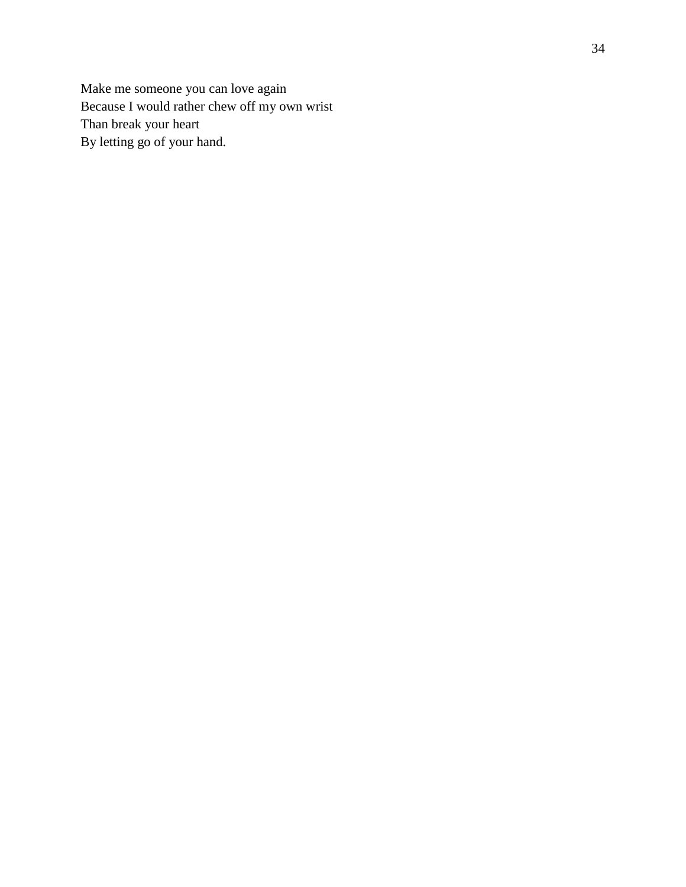Make me someone you can love again
Because I would rather chew off my own wrist
Than break your heart
By letting go of your hand.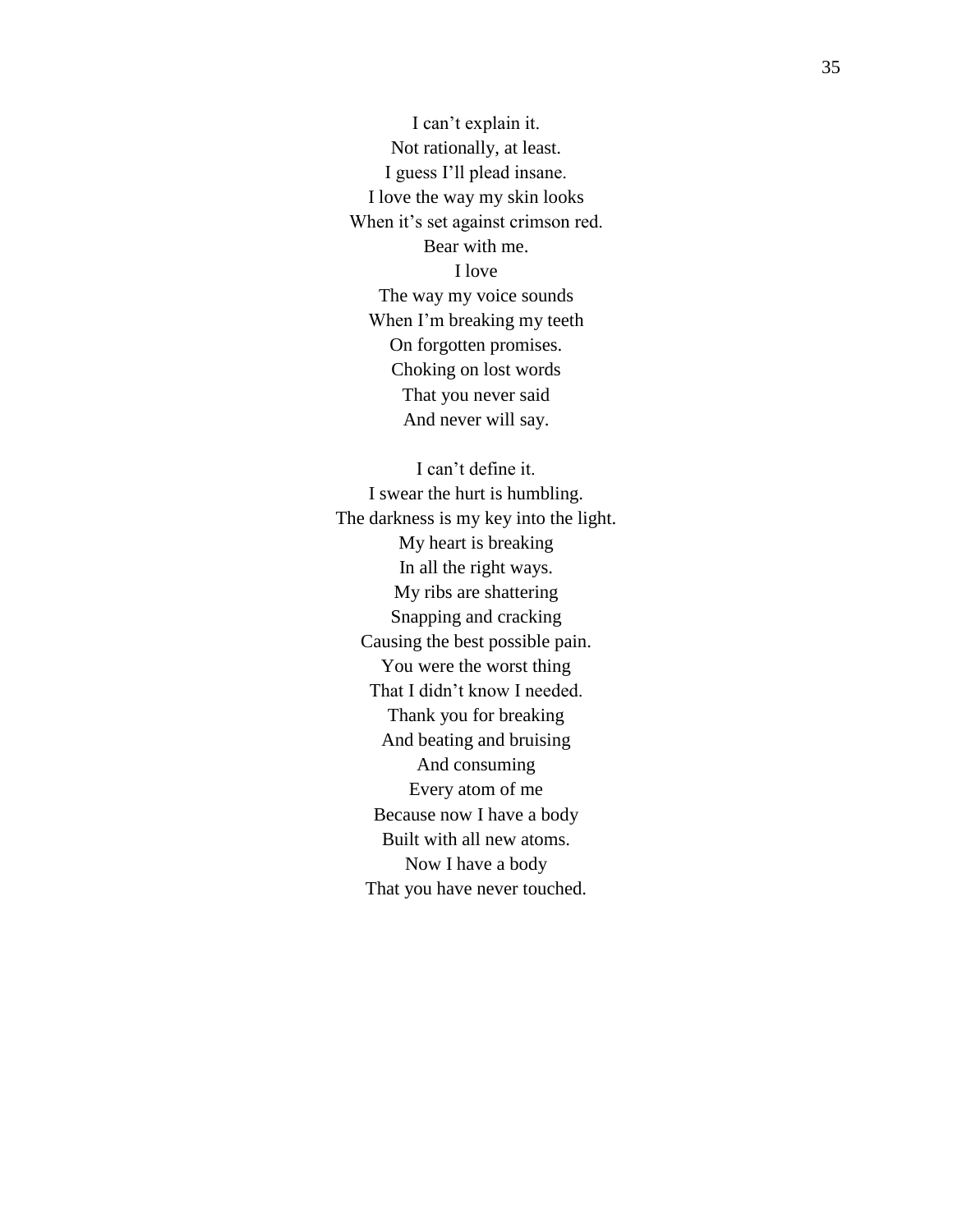I can't explain it.
Not rationally, at least.
I guess I'll plead insane.
I love the way my skin looks
When it's set against crimson red.
Bear with me.
I love
The way my voice sounds
When I'm breaking my teeth
On forgotten promises.
Choking on lost words
That you never said
And never will say.

I can't define it.
I swear the hurt is humbling.
The darkness is my key into the light.
My heart is breaking
In all the right ways.
My ribs are shattering
Snapping and cracking
Causing the best possible pain.
You were the worst thing
That I didn't know I needed.
Thank you for breaking
And beating and bruising
And consuming
Every atom of me
Because now I have a body
Built with all new atoms.
Now I have a body
That you have never touched.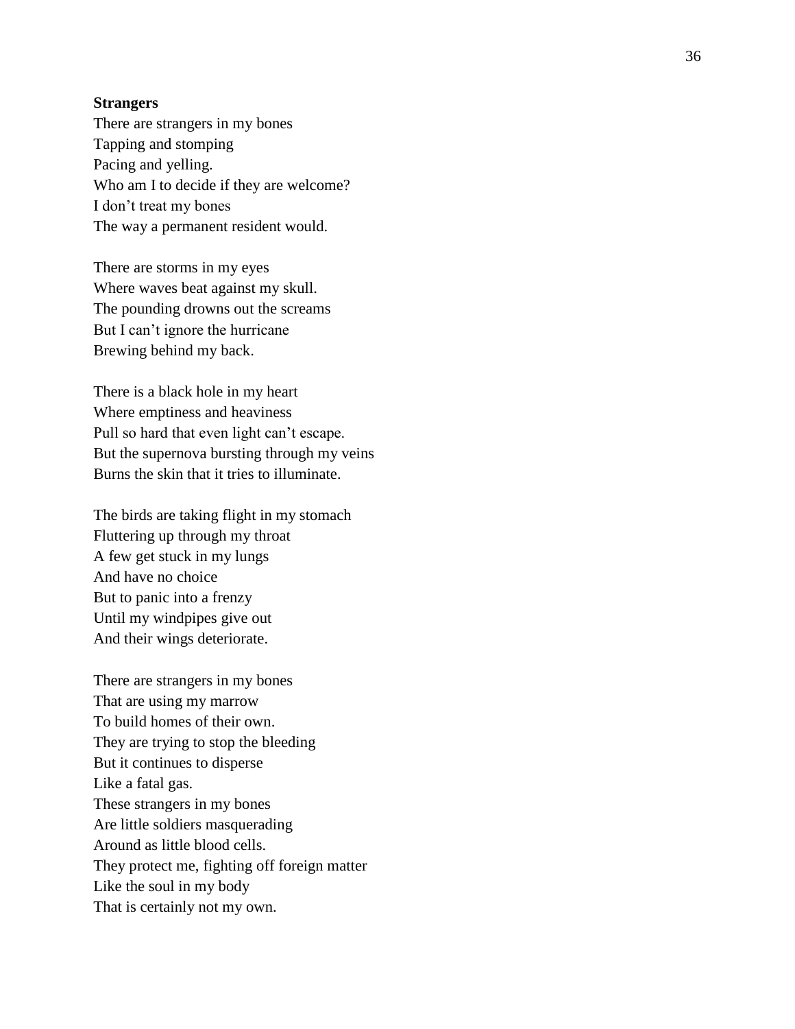**Strangers**

There are strangers in my bones  
Tapping and stomping  
Pacing and yelling.  
Who am I to decide if they are welcome?  
I don't treat my bones  
The way a permanent resident would.

There are storms in my eyes  
Where waves beat against my skull.  
The pounding drowns out the screams  
But I can't ignore the hurricane  
Brewing behind my back.

There is a black hole in my heart  
Where emptiness and heaviness  
Pull so hard that even light can't escape.  
But the supernova bursting through my veins  
Burns the skin that it tries to illuminate.

The birds are taking flight in my stomach  
Fluttering up through my throat  
A few get stuck in my lungs  
And have no choice  
But to panic into a frenzy  
Until my windpipes give out  
And their wings deteriorate.

There are strangers in my bones  
That are using my marrow  
To build homes of their own.  
They are trying to stop the bleeding  
But it continues to disperse  
Like a fatal gas.  
These strangers in my bones  
Are little soldiers masquerading  
Around as little blood cells.  
They protect me, fighting off foreign matter  
Like the soul in my body  
That is certainly not my own.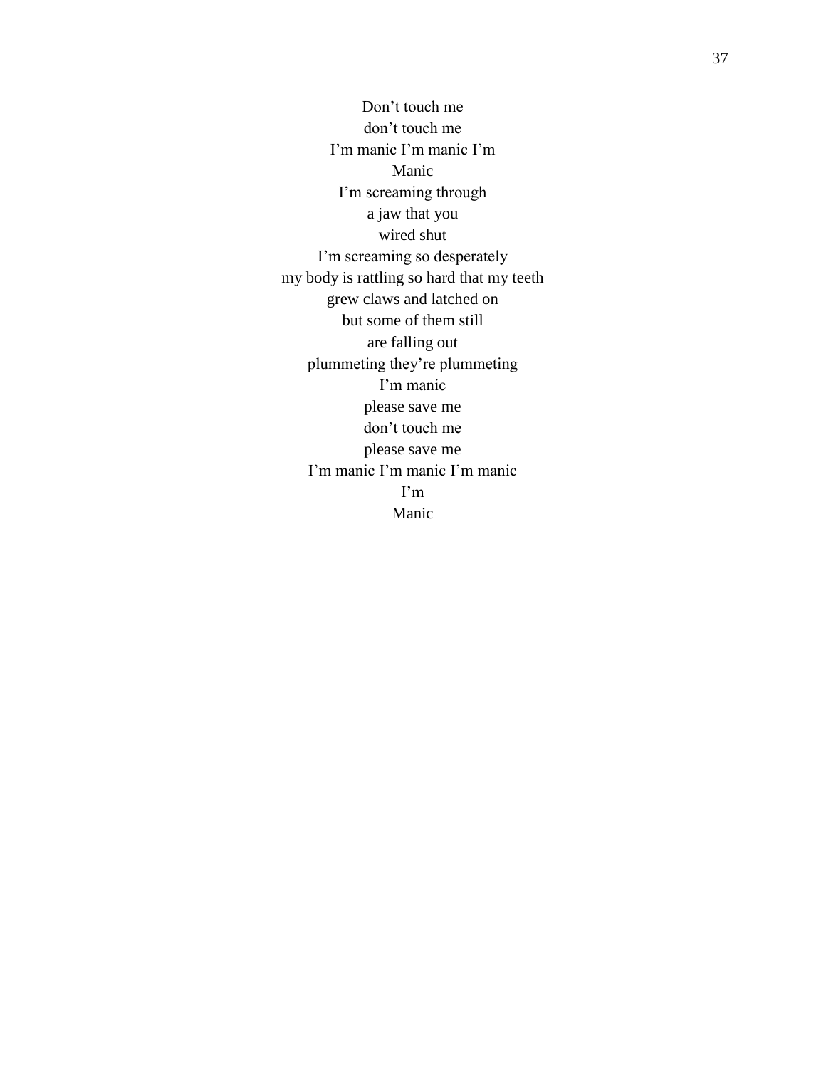Don’t touch me  
don’t touch me  
I’m manic I’m manic I’m  
Manic  
I’m screaming through  
a jaw that you  
wired shut  
I’m screaming so desperately  
my body is rattling so hard that my teeth  
grew claws and latched on  
but some of them still  
are falling out  
plummeting they’re plummeting  
I’m manic  
please save me  
don’t touch me  
please save me  
I’m manic I’m manic I’m manic  
I’m  
Manic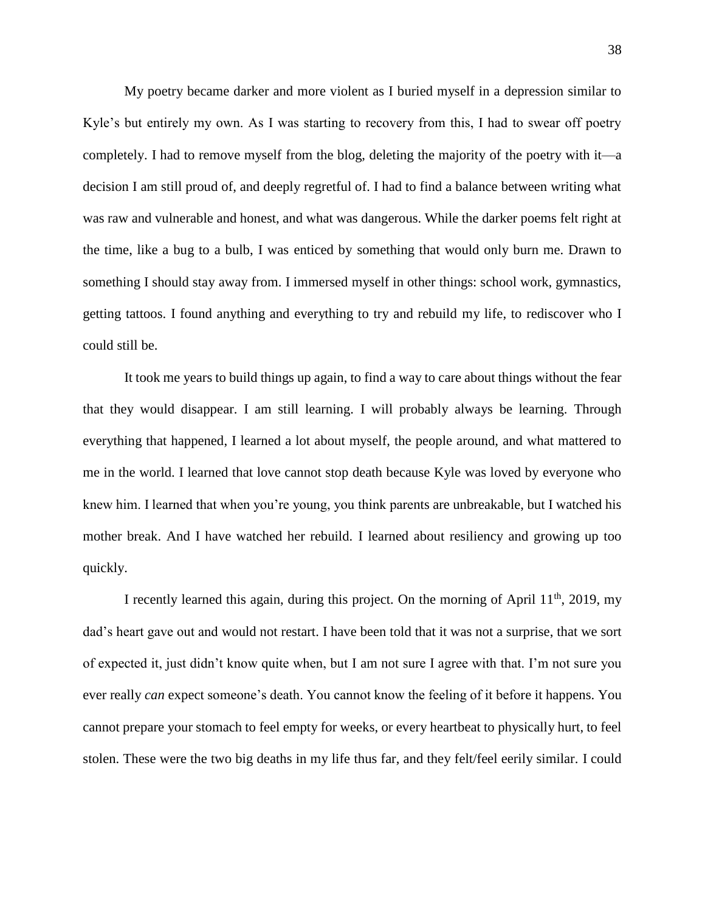My poetry became darker and more violent as I buried myself in a depression similar to Kyle's but entirely my own. As I was starting to recovery from this, I had to swear off poetry completely. I had to remove myself from the blog, deleting the majority of the poetry with it—a decision I am still proud of, and deeply regretful of. I had to find a balance between writing what was raw and vulnerable and honest, and what was dangerous. While the darker poems felt right at the time, like a bug to a bulb, I was enticed by something that would only burn me. Drawn to something I should stay away from. I immersed myself in other things: school work, gymnastics, getting tattoos. I found anything and everything to try and rebuild my life, to rediscover who I could still be.

It took me years to build things up again, to find a way to care about things without the fear that they would disappear. I am still learning. I will probably always be learning. Through everything that happened, I learned a lot about myself, the people around, and what mattered to me in the world. I learned that love cannot stop death because Kyle was loved by everyone who knew him. I learned that when you're young, you think parents are unbreakable, but I watched his mother break. And I have watched her rebuild. I learned about resiliency and growing up too quickly.

I recently learned this again, during this project. On the morning of April 11th, 2019, my dad's heart gave out and would not restart. I have been told that it was not a surprise, that we sort of expected it, just didn't know quite when, but I am not sure I agree with that. I'm not sure you ever really *can* expect someone's death. You cannot know the feeling of it before it happens. You cannot prepare your stomach to feel empty for weeks, or every heartbeat to physically hurt, to feel stolen. These were the two big deaths in my life thus far, and they felt/feel eerily similar. I could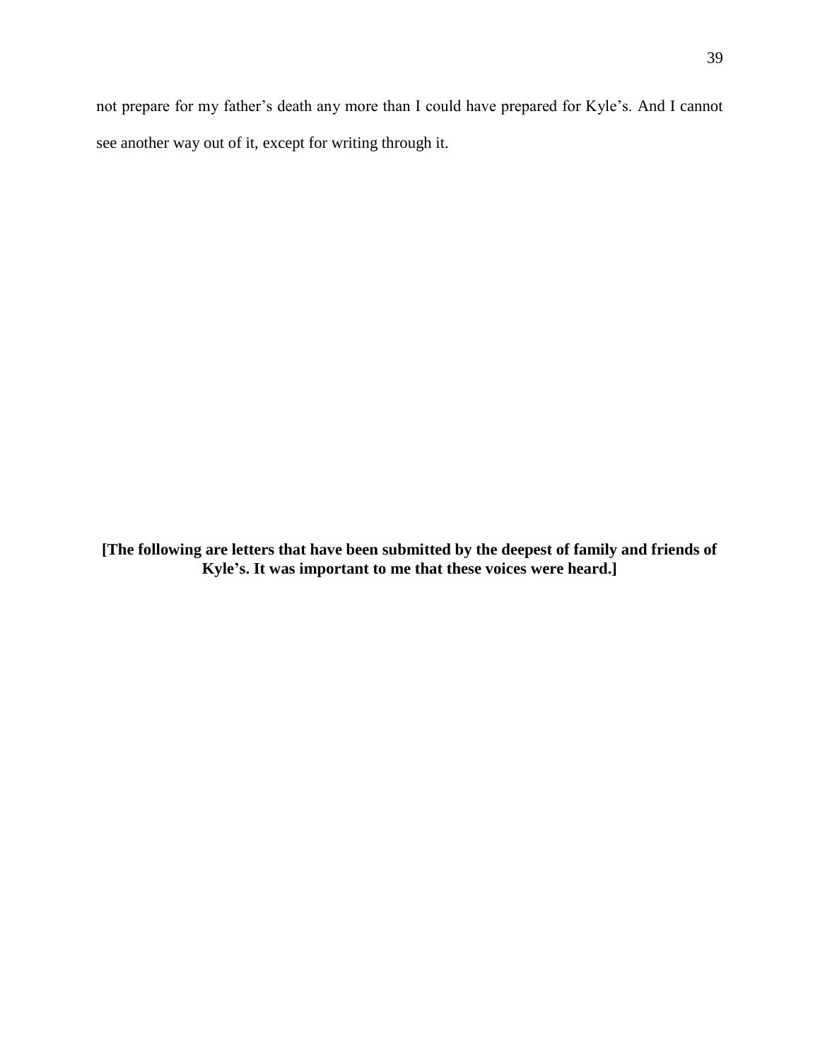not prepare for my father's death any more than I could have prepared for Kyle's. And I cannot see another way out of it, except for writing through it.

**[The following are letters that have been submitted by the deepest of family and friends of Kyle's. It was important to me that these voices were heard.]**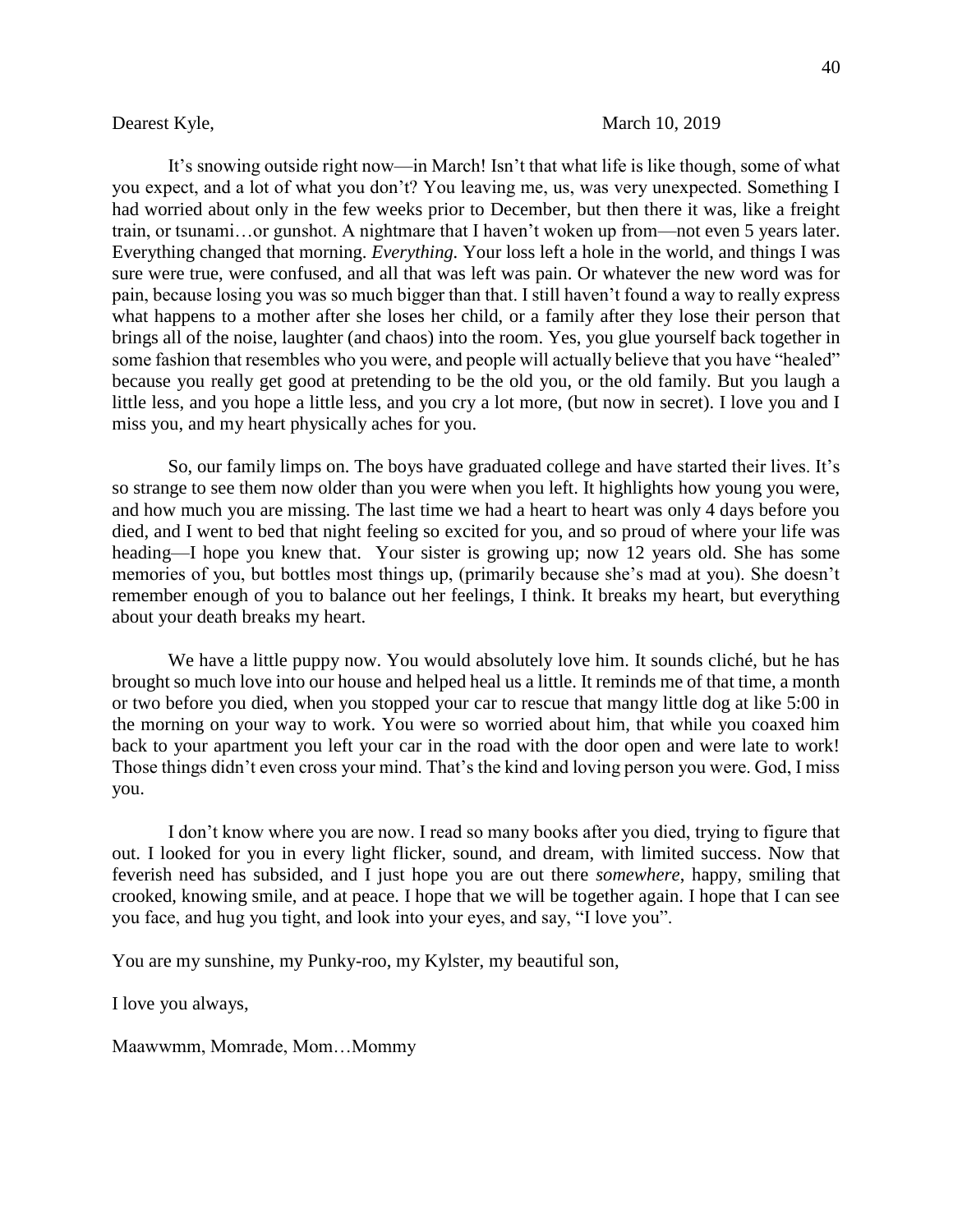Dearest Kyle, March 10, 2019

It's snowing outside right now—in March! Isn't that what life is like though, some of what you expect, and a lot of what you don't? You leaving me, us, was very unexpected. Something I had worried about only in the few weeks prior to December, but then there it was, like a freight train, or tsunami…or gunshot. A nightmare that I haven't woken up from—not even 5 years later. Everything changed that morning. *Everything.* Your loss left a hole in the world, and things I was sure were true, were confused, and all that was left was pain. Or whatever the new word was for pain, because losing you was so much bigger than that. I still haven't found a way to really express what happens to a mother after she loses her child, or a family after they lose their person that brings all of the noise, laughter (and chaos) into the room. Yes, you glue yourself back together in some fashion that resembles who you were, and people will actually believe that you have "healed" because you really get good at pretending to be the old you, or the old family. But you laugh a little less, and you hope a little less, and you cry a lot more, (but now in secret). I love you and I miss you, and my heart physically aches for you.

So, our family limps on. The boys have graduated college and have started their lives. It's so strange to see them now older than you were when you left. It highlights how young you were, and how much you are missing. The last time we had a heart to heart was only 4 days before you died, and I went to bed that night feeling so excited for you, and so proud of where your life was heading—I hope you knew that. Your sister is growing up; now 12 years old. She has some memories of you, but bottles most things up, (primarily because she's mad at you). She doesn't remember enough of you to balance out her feelings, I think. It breaks my heart, but everything about your death breaks my heart.

We have a little puppy now. You would absolutely love him. It sounds cliché, but he has brought so much love into our house and helped heal us a little. It reminds me of that time, a month or two before you died, when you stopped your car to rescue that mangy little dog at like 5:00 in the morning on your way to work. You were so worried about him, that while you coaxed him back to your apartment you left your car in the road with the door open and were late to work! Those things didn't even cross your mind. That's the kind and loving person you were. God, I miss you.

I don't know where you are now. I read so many books after you died, trying to figure that out. I looked for you in every light flicker, sound, and dream, with limited success. Now that feverish need has subsided, and I just hope you are out there *somewhere*, happy, smiling that crooked, knowing smile, and at peace. I hope that we will be together again. I hope that I can see you face, and hug you tight, and look into your eyes, and say, "I love you".

You are my sunshine, my Punky-roo, my Kylster, my beautiful son,

I love you always,

Maawwmm, Momrade, Mom…Mommy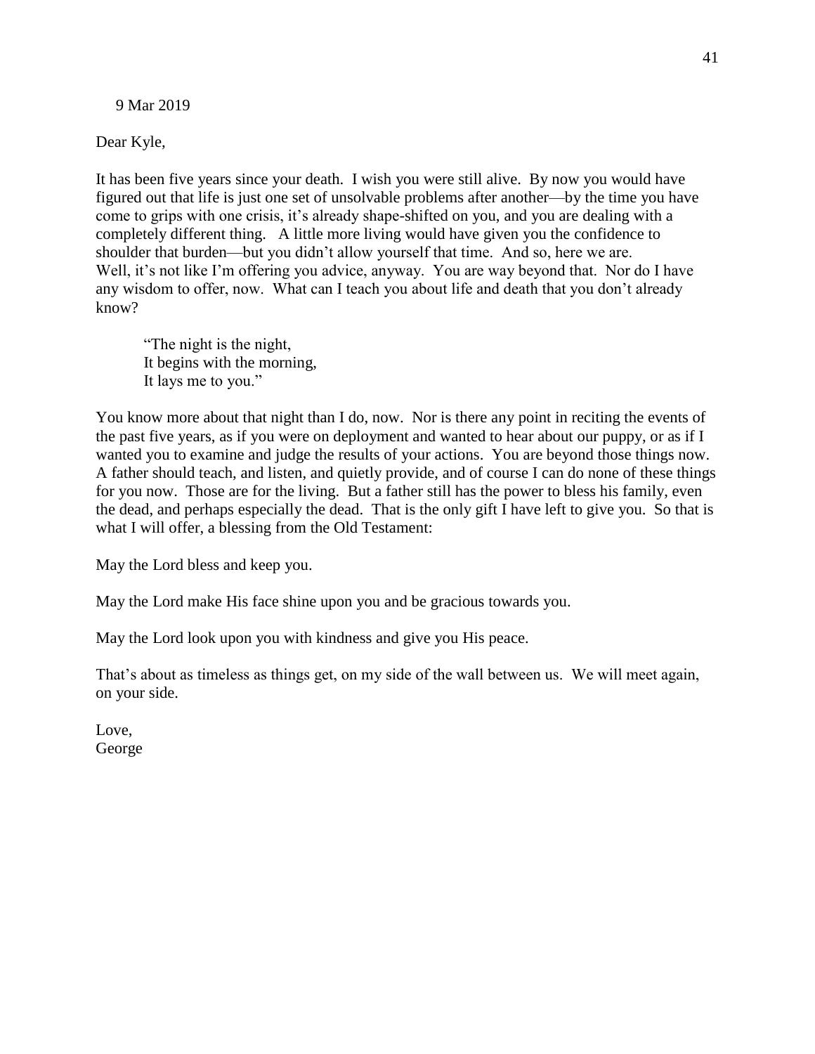9 Mar 2019

Dear Kyle,

It has been five years since your death. I wish you were still alive. By now you would have figured out that life is just one set of unsolvable problems after another—by the time you have come to grips with one crisis, it's already shape-shifted on you, and you are dealing with a completely different thing. A little more living would have given you the confidence to shoulder that burden—but you didn't allow yourself that time. And so, here we are.
Well, it's not like I'm offering you advice, anyway. You are way beyond that. Nor do I have any wisdom to offer, now. What can I teach you about life and death that you don't already know?

> "The night is the night,
> It begins with the morning,
> It lays me to you."

You know more about that night than I do, now. Nor is there any point in reciting the events of the past five years, as if you were on deployment and wanted to hear about our puppy, or as if I wanted you to examine and judge the results of your actions. You are beyond those things now. A father should teach, and listen, and quietly provide, and of course I can do none of these things for you now. Those are for the living. But a father still has the power to bless his family, even the dead, and perhaps especially the dead. That is the only gift I have left to give you. So that is what I will offer, a blessing from the Old Testament:

May the Lord bless and keep you.

May the Lord make His face shine upon you and be gracious towards you.

May the Lord look upon you with kindness and give you His peace.

That's about as timeless as things get, on my side of the wall between us. We will meet again, on your side.

Love,
George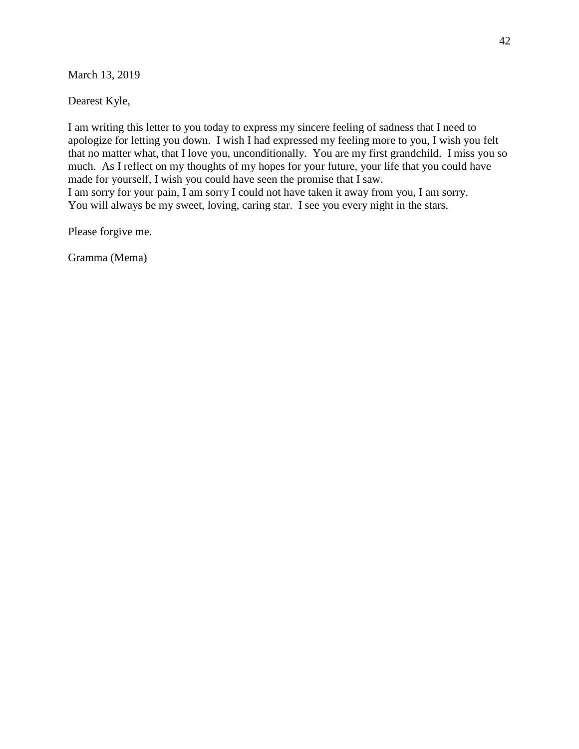March 13, 2019

Dearest Kyle,

I am writing this letter to you today to express my sincere feeling of sadness that I need to apologize for letting you down. I wish I had expressed my feeling more to you, I wish you felt that no matter what, that I love you, unconditionally. You are my first grandchild. I miss you so much. As I reflect on my thoughts of my hopes for your future, your life that you could have made for yourself, I wish you could have seen the promise that I saw.
I am sorry for your pain, I am sorry I could not have taken it away from you, I am sorry.
You will always be my sweet, loving, caring star. I see you every night in the stars.

Please forgive me.

Gramma (Mema)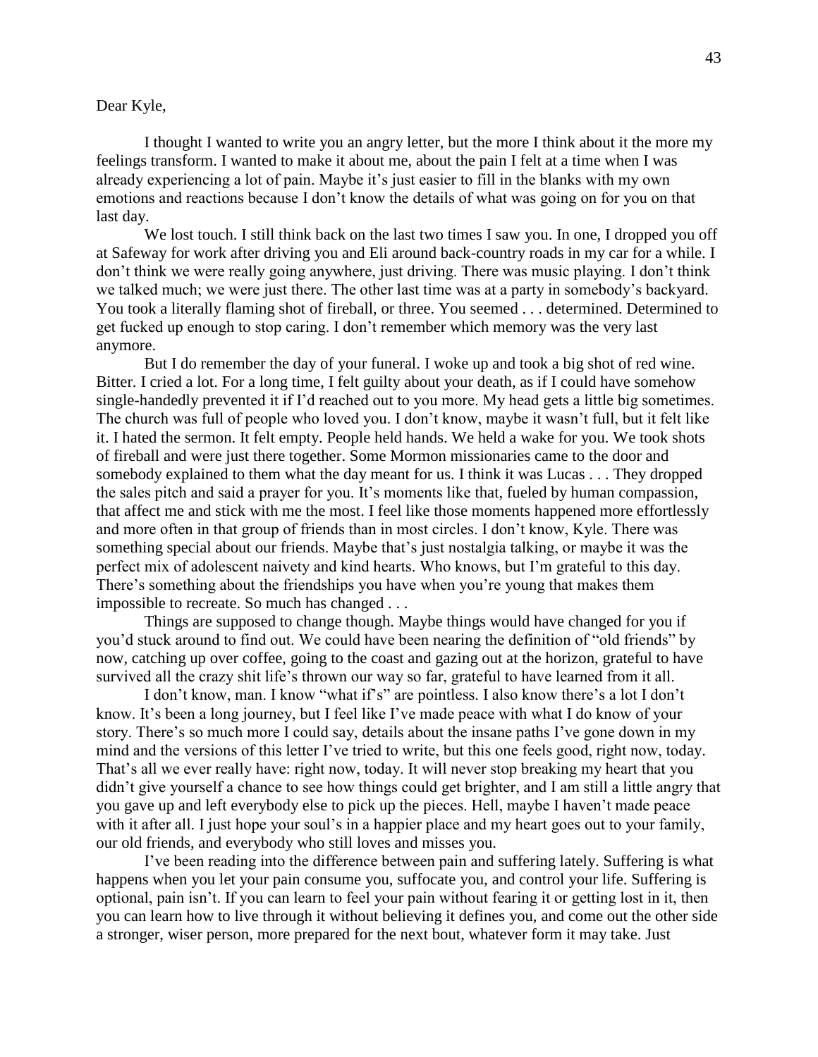Dear Kyle,

I thought I wanted to write you an angry letter, but the more I think about it the more my feelings transform. I wanted to make it about me, about the pain I felt at a time when I was already experiencing a lot of pain. Maybe it's just easier to fill in the blanks with my own emotions and reactions because I don't know the details of what was going on for you on that last day.

We lost touch. I still think back on the last two times I saw you. In one, I dropped you off at Safeway for work after driving you and Eli around back-country roads in my car for a while. I don't think we were really going anywhere, just driving. There was music playing. I don't think we talked much; we were just there. The other last time was at a party in somebody's backyard. You took a literally flaming shot of fireball, or three. You seemed . . . determined. Determined to get fucked up enough to stop caring. I don't remember which memory was the very last anymore.

But I do remember the day of your funeral. I woke up and took a big shot of red wine. Bitter. I cried a lot. For a long time, I felt guilty about your death, as if I could have somehow single-handedly prevented it if I'd reached out to you more. My head gets a little big sometimes. The church was full of people who loved you. I don't know, maybe it wasn't full, but it felt like it. I hated the sermon. It felt empty. People held hands. We held a wake for you. We took shots of fireball and were just there together. Some Mormon missionaries came to the door and somebody explained to them what the day meant for us. I think it was Lucas . . . They dropped the sales pitch and said a prayer for you. It's moments like that, fueled by human compassion, that affect me and stick with me the most. I feel like those moments happened more effortlessly and more often in that group of friends than in most circles. I don't know, Kyle. There was something special about our friends. Maybe that's just nostalgia talking, or maybe it was the perfect mix of adolescent naivety and kind hearts. Who knows, but I'm grateful to this day. There's something about the friendships you have when you're young that makes them impossible to recreate. So much has changed . . .

Things are supposed to change though. Maybe things would have changed for you if you'd stuck around to find out. We could have been nearing the definition of "old friends" by now, catching up over coffee, going to the coast and gazing out at the horizon, grateful to have survived all the crazy shit life's thrown our way so far, grateful to have learned from it all.

I don't know, man. I know "what if's" are pointless. I also know there's a lot I don't know. It's been a long journey, but I feel like I've made peace with what I do know of your story. There's so much more I could say, details about the insane paths I've gone down in my mind and the versions of this letter I've tried to write, but this one feels good, right now, today. That's all we ever really have: right now, today. It will never stop breaking my heart that you didn't give yourself a chance to see how things could get brighter, and I am still a little angry that you gave up and left everybody else to pick up the pieces. Hell, maybe I haven't made peace with it after all. I just hope your soul's in a happier place and my heart goes out to your family, our old friends, and everybody who still loves and misses you.

I've been reading into the difference between pain and suffering lately. Suffering is what happens when you let your pain consume you, suffocate you, and control your life. Suffering is optional, pain isn't. If you can learn to feel your pain without fearing it or getting lost in it, then you can learn how to live through it without believing it defines you, and come out the other side a stronger, wiser person, more prepared for the next bout, whatever form it may take. Just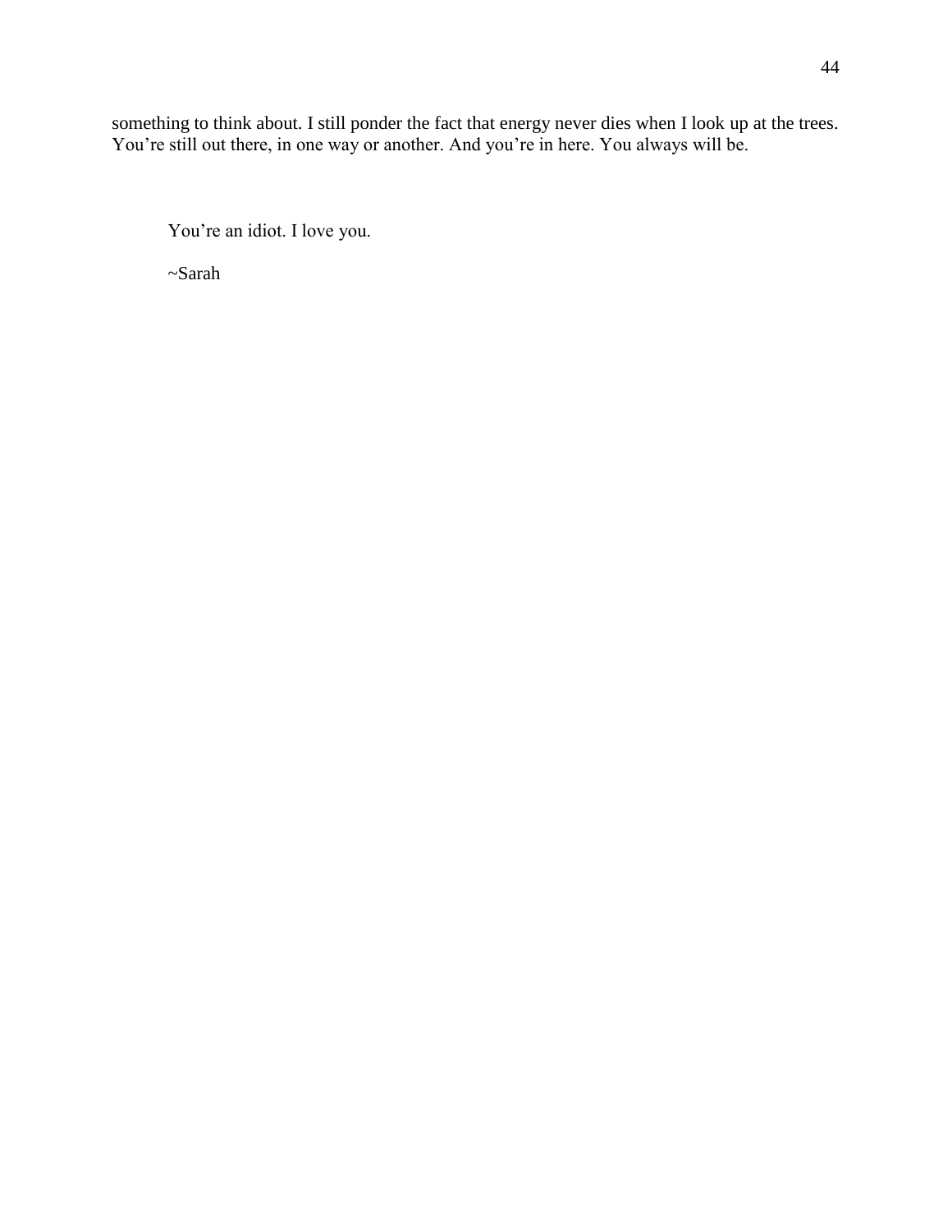something to think about. I still ponder the fact that energy never dies when I look up at the trees. You're still out there, in one way or another. And you're in here. You always will be.

You're an idiot. I love you.

~Sarah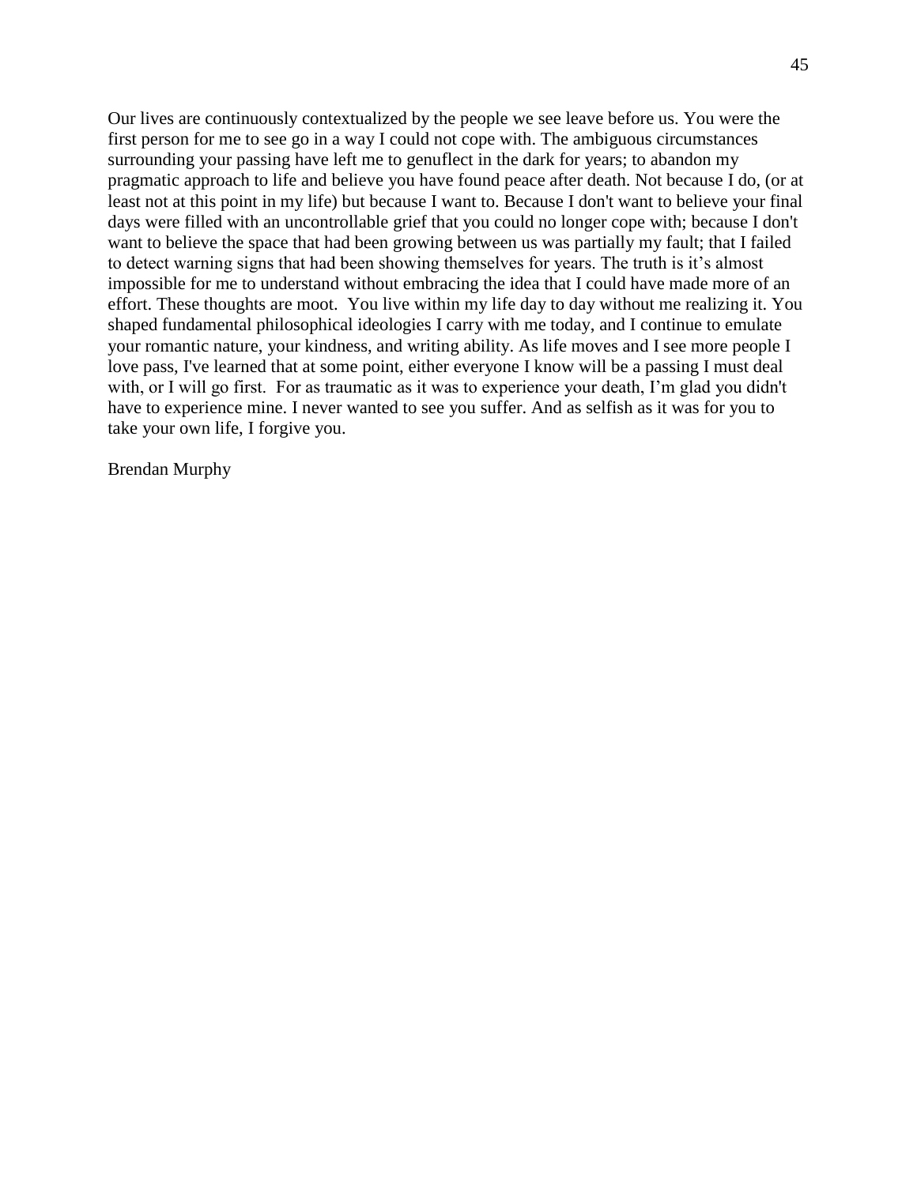Our lives are continuously contextualized by the people we see leave before us. You were the first person for me to see go in a way I could not cope with. The ambiguous circumstances surrounding your passing have left me to genuflect in the dark for years; to abandon my pragmatic approach to life and believe you have found peace after death. Not because I do, (or at least not at this point in my life) but because I want to. Because I don't want to believe your final days were filled with an uncontrollable grief that you could no longer cope with; because I don't want to believe the space that had been growing between us was partially my fault; that I failed to detect warning signs that had been showing themselves for years. The truth is it's almost impossible for me to understand without embracing the idea that I could have made more of an effort. These thoughts are moot. You live within my life day to day without me realizing it. You shaped fundamental philosophical ideologies I carry with me today, and I continue to emulate your romantic nature, your kindness, and writing ability. As life moves and I see more people I love pass, I've learned that at some point, either everyone I know will be a passing I must deal with, or I will go first. For as traumatic as it was to experience your death, I'm glad you didn't have to experience mine. I never wanted to see you suffer. And as selfish as it was for you to take your own life, I forgive you.

Brendan Murphy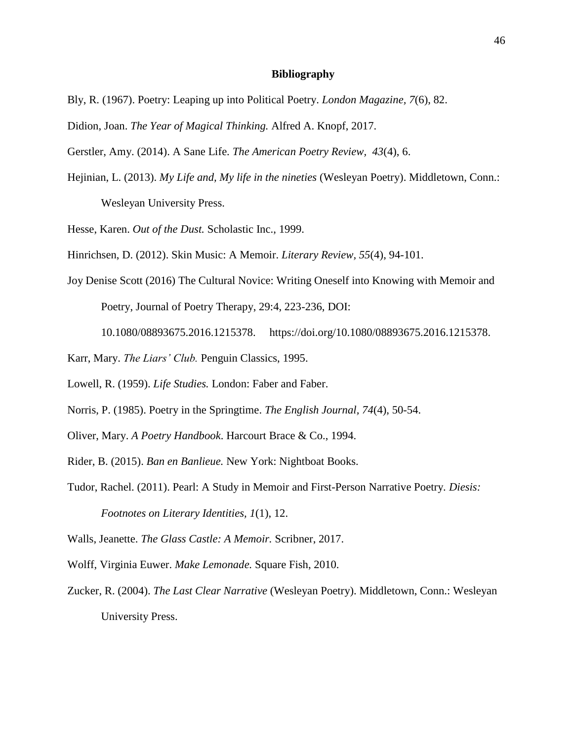# Bibliography

Bly, R. (1967). Poetry: Leaping up into Political Poetry. *London Magazine, 7*(6), 82.

Didion, Joan. *The Year of Magical Thinking.* Alfred A. Knopf, 2017.

Gerstler, Amy. (2014). A Sane Life. *The American Poetry Review, 43*(4), 6.

Hejinian, L. (2013). *My Life and, My life in the nineties* (Wesleyan Poetry). Middletown, Conn.: Wesleyan University Press.

Hesse, Karen. *Out of the Dust.* Scholastic Inc., 1999.

Hinrichsen, D. (2012). Skin Music: A Memoir. *Literary Review, 55*(4), 94-101.

Joy Denise Scott (2016) The Cultural Novice: Writing Oneself into Knowing with Memoir and Poetry, Journal of Poetry Therapy, 29:4, 223-236, DOI: 10.1080/08893675.2016.1215378. https://doi.org/10.1080/08893675.2016.1215378.

Karr, Mary. *The Liars' Club.* Penguin Classics, 1995.

Lowell, R. (1959). *Life Studies.* London: Faber and Faber.

Norris, P. (1985). Poetry in the Springtime. *The English Journal, 74*(4), 50-54.

Oliver, Mary. *A Poetry Handbook*. Harcourt Brace & Co., 1994.

Rider, B. (2015). *Ban en Banlieue.* New York: Nightboat Books.

Tudor, Rachel. (2011). Pearl: A Study in Memoir and First-Person Narrative Poetry. *Diesis: Footnotes on Literary Identities, 1*(1), 12.

Walls, Jeanette. *The Glass Castle: A Memoir.* Scribner, 2017.

Wolff, Virginia Euwer. *Make Lemonade.* Square Fish, 2010.

Zucker, R. (2004). *The Last Clear Narrative* (Wesleyan Poetry). Middletown, Conn.: Wesleyan University Press.